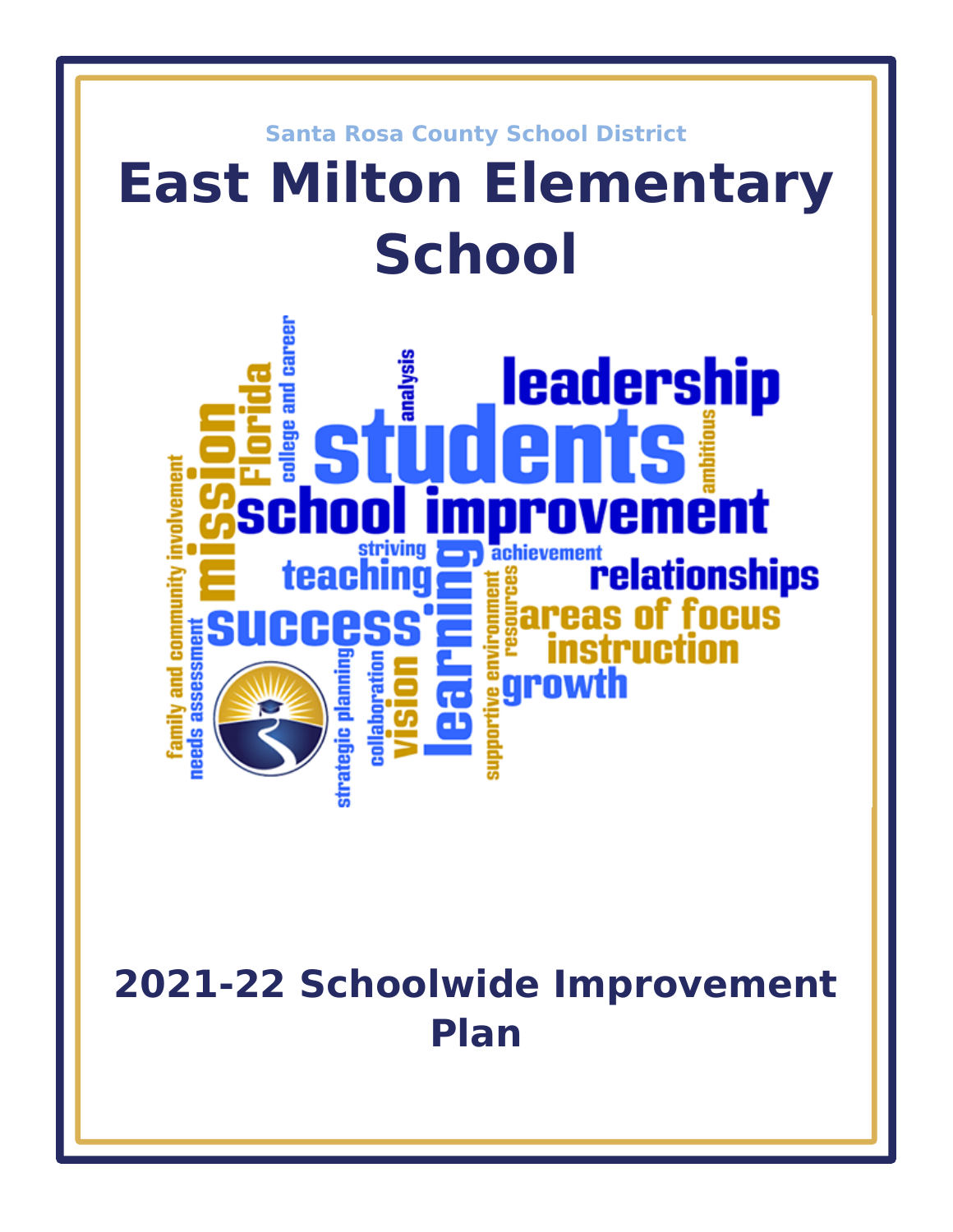Santa Rosa County School District

# East Milton Elementary School

## 2021-22 Schoolwide Improvement Plan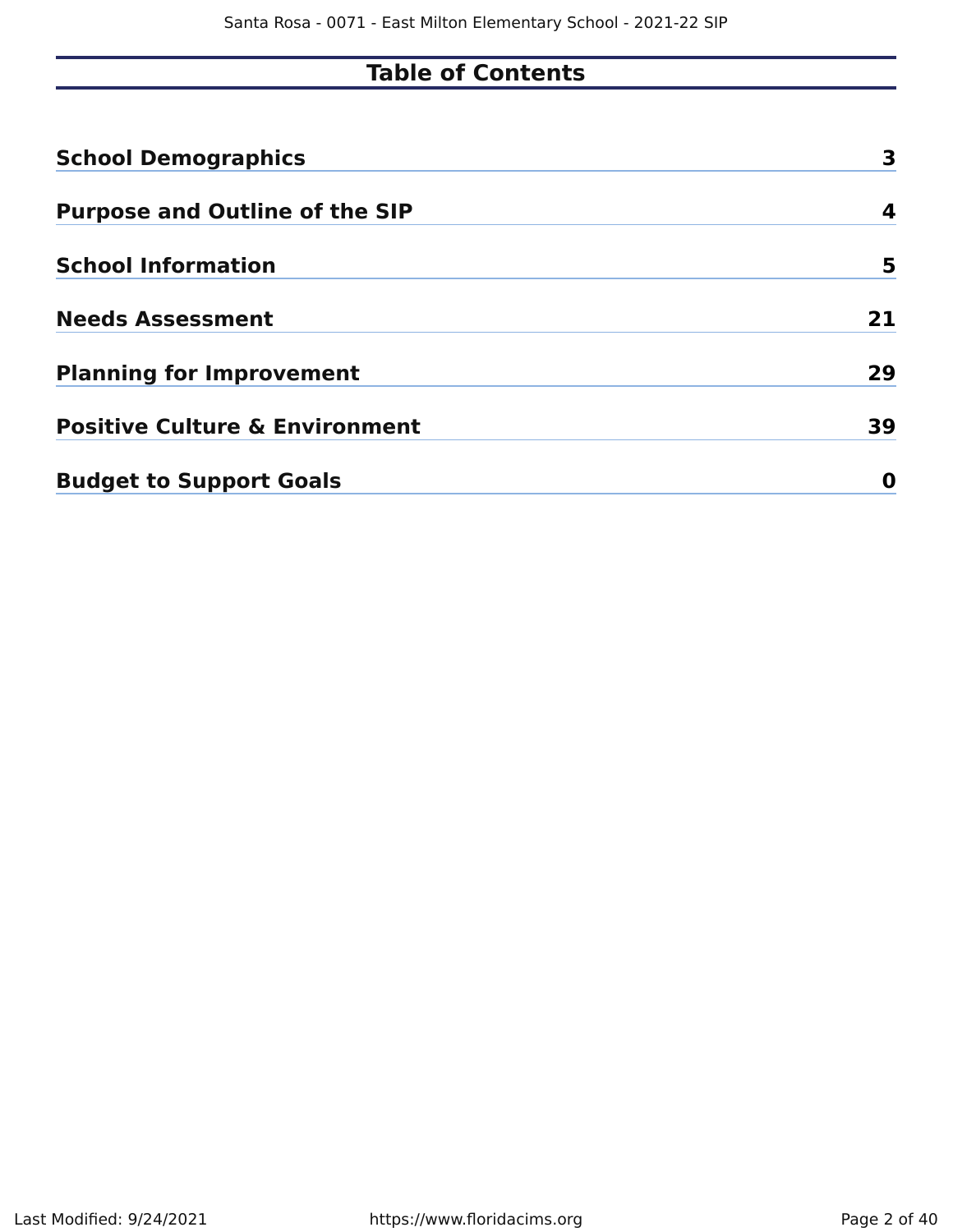# Table of Contents

| | |
|---|---|
| **School Demographics** | **3** |
| **Purpose and Outline of the SIP** | **4** |
| **School Information** | **5** |
| **Needs Assessment** | **21** |
| **Planning for Improvement** | **29** |
| **Positive Culture & Environment** | **39** |
| **Budget to Support Goals** | **0** |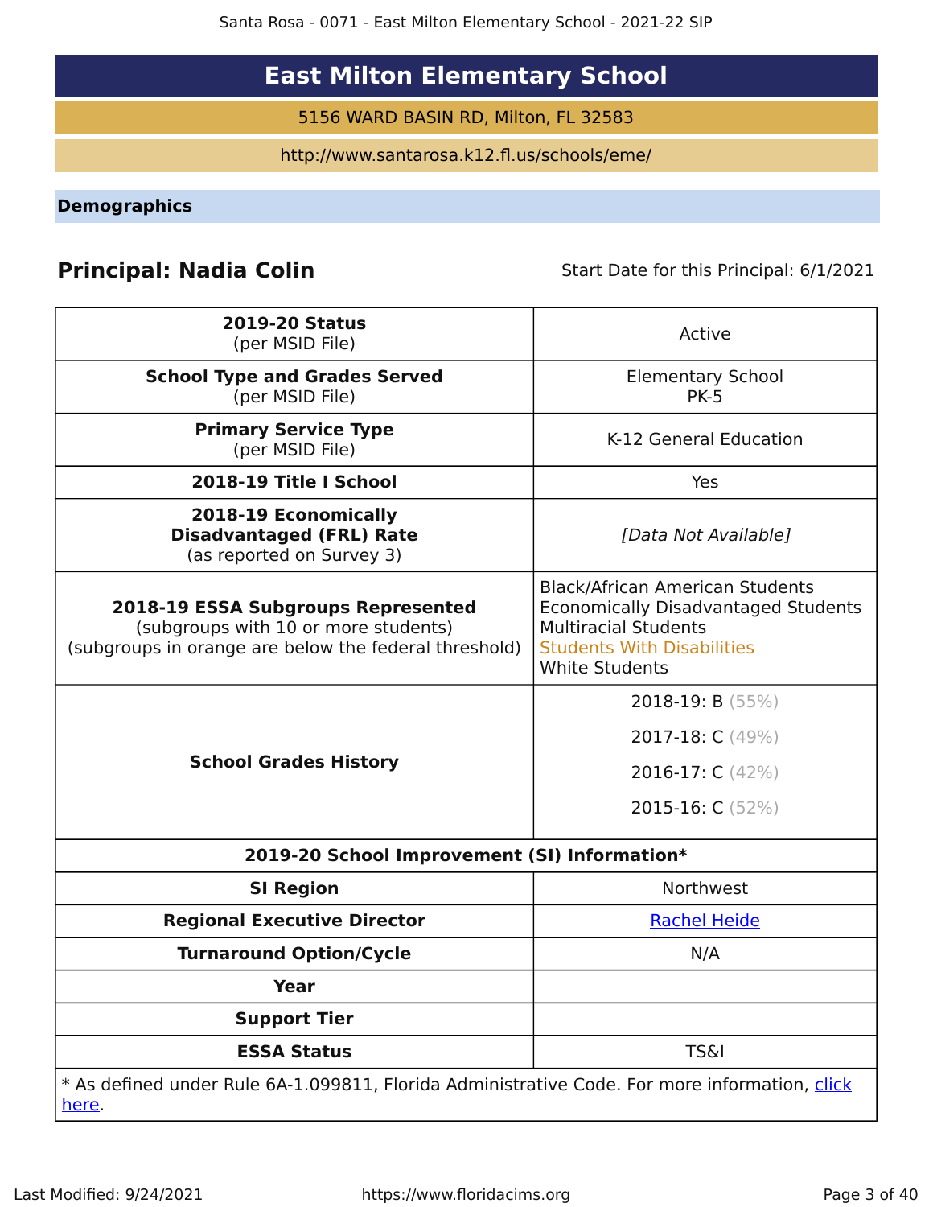# East Milton Elementary School

5156 WARD BASIN RD, Milton, FL 32583

http://www.santarosa.k12.fl.us/schools/eme/

## Demographics

**Principal: Nadia Colin** Start Date for this Principal: 6/1/2021

| | |
|---|---|
| **2019-20 Status** (per MSID File) | Active |
| **School Type and Grades Served** (per MSID File) | Elementary School PK-5 |
| **Primary Service Type** (per MSID File) | K-12 General Education |
| **2018-19 Title I School** | Yes |
| **2018-19 Economically Disadvantaged (FRL) Rate** (as reported on Survey 3) | *[Data Not Available]* |
| **2018-19 ESSA Subgroups Represented** (subgroups with 10 or more students) (subgroups in orange are below the federal threshold) | Black/African American Students<br>Economically Disadvantaged Students<br>Multiracial Students<br>Students With Disabilities<br>White Students |
| **School Grades History** | 2018-19: B (55%)<br>2017-18: C (49%)<br>2016-17: C (42%)<br>2015-16: C (52%) |
| **2019-20 School Improvement (SI) Information*** | |
| **SI Region** | Northwest |
| **Regional Executive Director** | Rachel Heide |
| **Turnaround Option/Cycle** | N/A |
| **Year** | |
| **Support Tier** | |
| **ESSA Status** | TS&I |

* As defined under Rule 6A-1.099811, Florida Administrative Code. For more information, click here.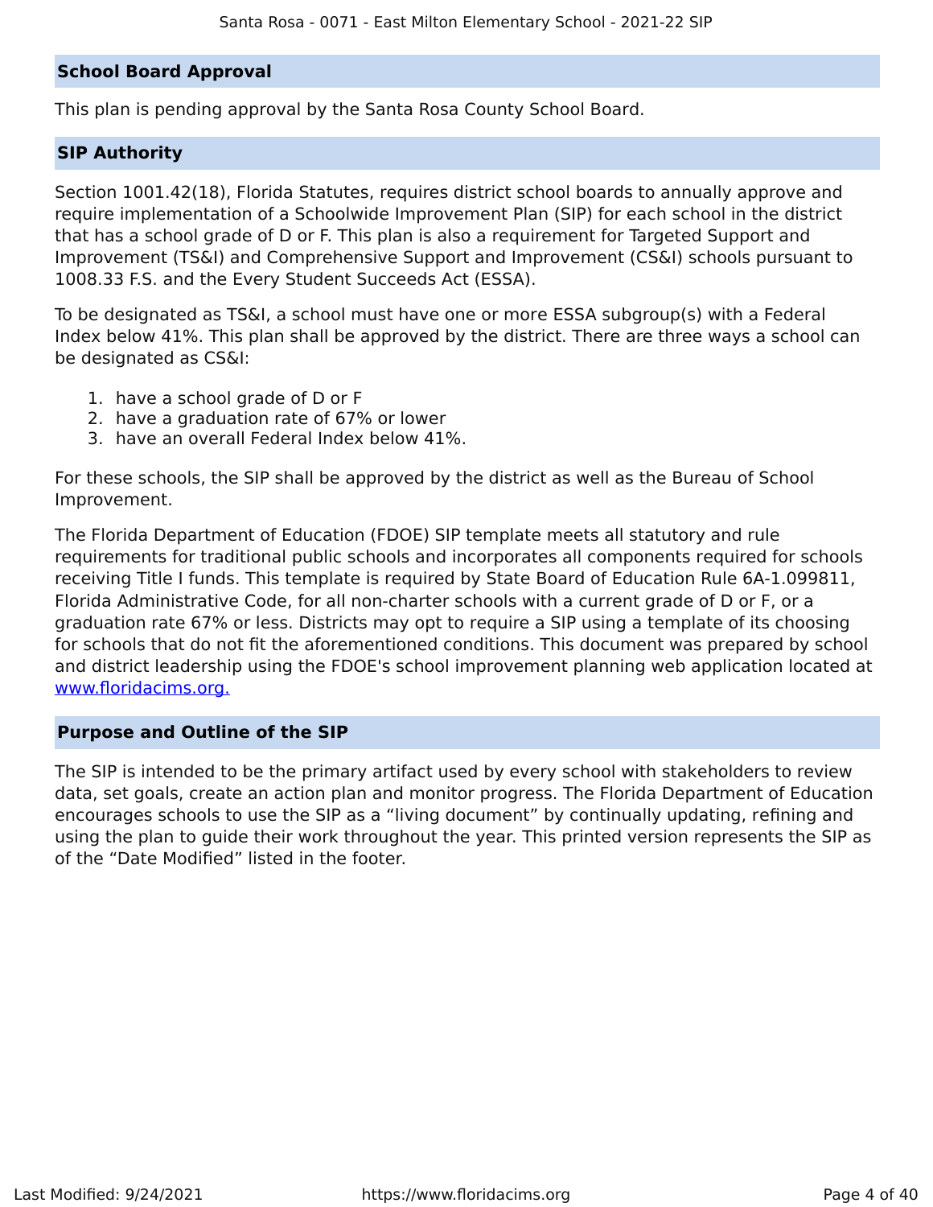## School Board Approval

This plan is pending approval by the Santa Rosa County School Board.

## SIP Authority

Section 1001.42(18), Florida Statutes, requires district school boards to annually approve and require implementation of a Schoolwide Improvement Plan (SIP) for each school in the district that has a school grade of D or F. This plan is also a requirement for Targeted Support and Improvement (TS&I) and Comprehensive Support and Improvement (CS&I) schools pursuant to 1008.33 F.S. and the Every Student Succeeds Act (ESSA).

To be designated as TS&I, a school must have one or more ESSA subgroup(s) with a Federal Index below 41%. This plan shall be approved by the district. There are three ways a school can be designated as CS&I:

1. have a school grade of D or F
2. have a graduation rate of 67% or lower
3. have an overall Federal Index below 41%.

For these schools, the SIP shall be approved by the district as well as the Bureau of School Improvement.

The Florida Department of Education (FDOE) SIP template meets all statutory and rule requirements for traditional public schools and incorporates all components required for schools receiving Title I funds. This template is required by State Board of Education Rule 6A-1.099811, Florida Administrative Code, for all non-charter schools with a current grade of D or F, or a graduation rate 67% or less. Districts may opt to require a SIP using a template of its choosing for schools that do not fit the aforementioned conditions. This document was prepared by school and district leadership using the FDOE's school improvement planning web application located at [www.floridacims.org.](https://www.floridacims.org)

## Purpose and Outline of the SIP

The SIP is intended to be the primary artifact used by every school with stakeholders to review data, set goals, create an action plan and monitor progress. The Florida Department of Education encourages schools to use the SIP as a “living document” by continually updating, refining and using the plan to guide their work throughout the year. This printed version represents the SIP as of the “Date Modified” listed in the footer.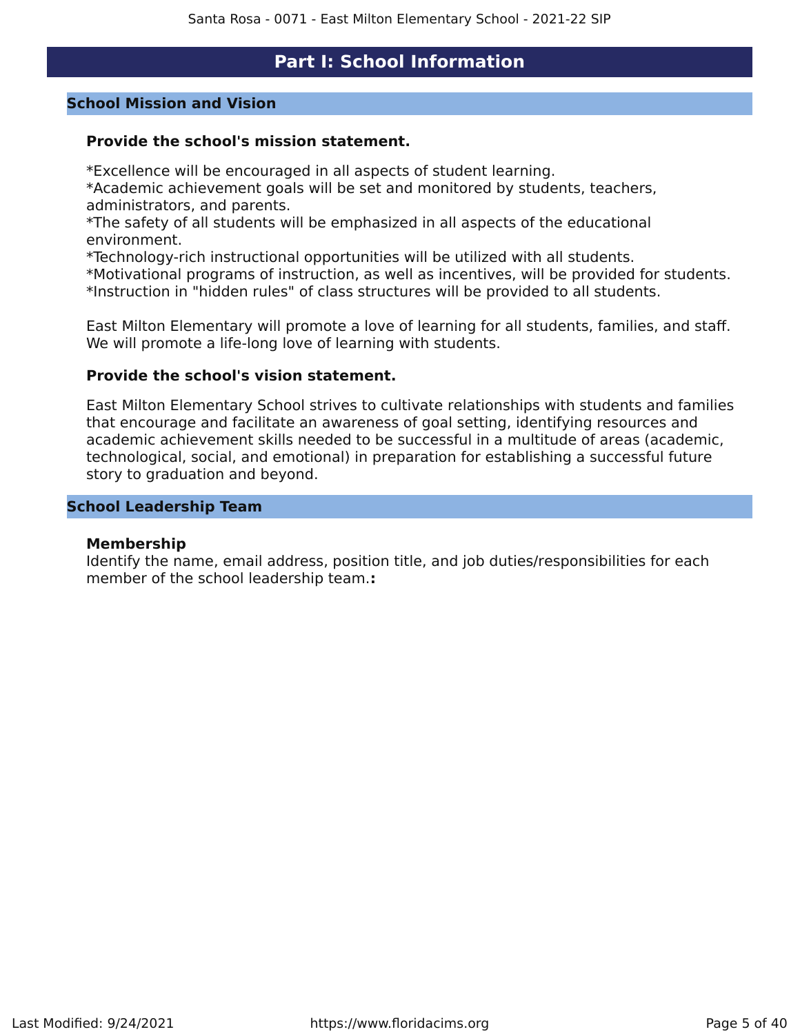# Part I: School Information

## School Mission and Vision

### Provide the school's mission statement.

*Excellence will be encouraged in all aspects of student learning.
*Academic achievement goals will be set and monitored by students, teachers, administrators, and parents.
*The safety of all students will be emphasized in all aspects of the educational environment.
*Technology-rich instructional opportunities will be utilized with all students.
*Motivational programs of instruction, as well as incentives, will be provided for students.
*Instruction in "hidden rules" of class structures will be provided to all students.

East Milton Elementary will promote a love of learning for all students, families, and staff. We will promote a life-long love of learning with students.

### Provide the school's vision statement.

East Milton Elementary School strives to cultivate relationships with students and families that encourage and facilitate an awareness of goal setting, identifying resources and academic achievement skills needed to be successful in a multitude of areas (academic, technological, social, and emotional) in preparation for establishing a successful future story to graduation and beyond.

## School Leadership Team

### Membership

Identify the name, email address, position title, and job duties/responsibilities for each member of the school leadership team.**:**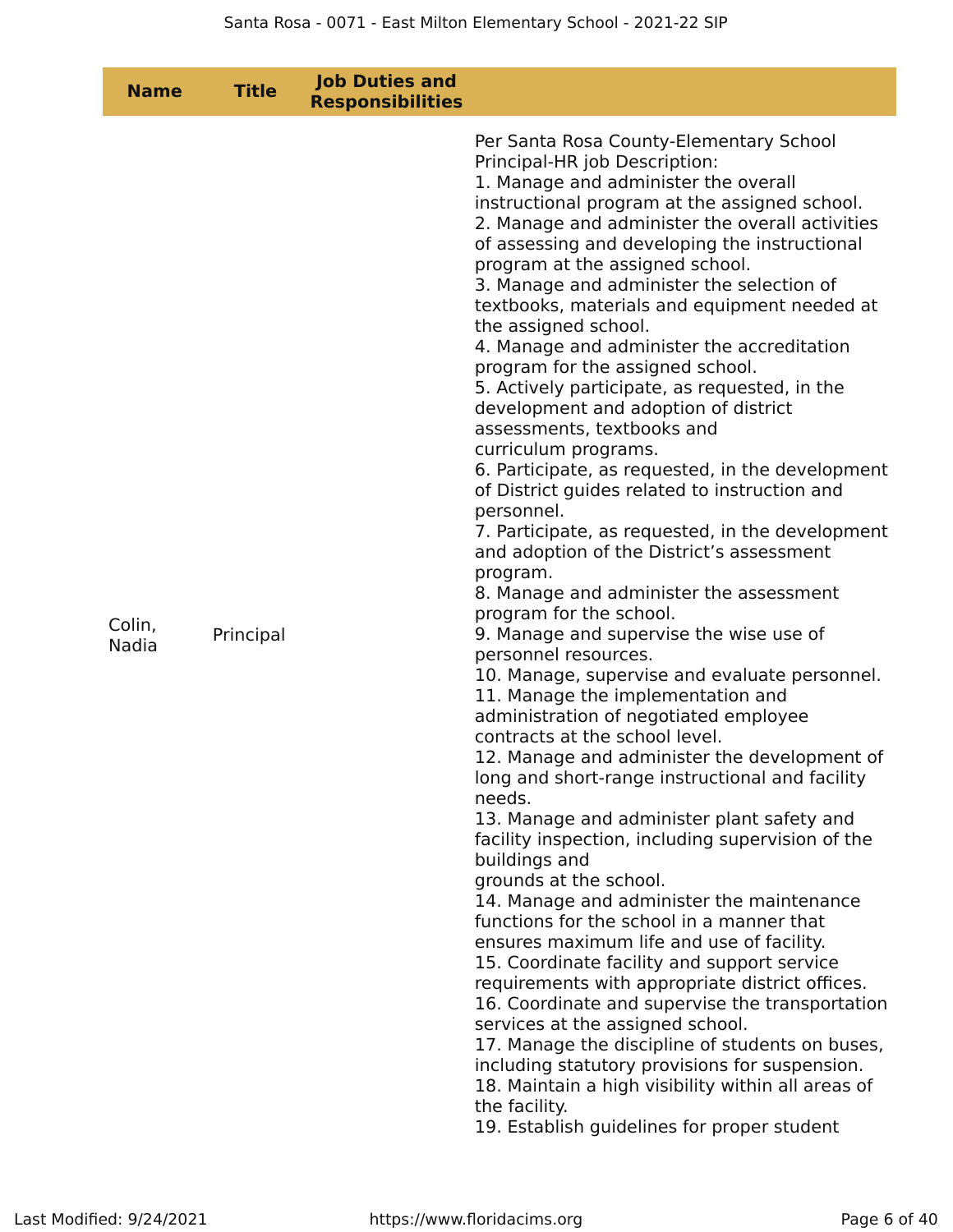| Name | Title | Job Duties and Responsibilities |
| --- | --- | --- |
| Colin, Nadia | Principal | Per Santa Rosa County-Elementary School Principal-HR job Description:<br>1. Manage and administer the overall instructional program at the assigned school.<br>2. Manage and administer the overall activities of assessing and developing the instructional program at the assigned school.<br>3. Manage and administer the selection of textbooks, materials and equipment needed at the assigned school.<br>4. Manage and administer the accreditation program for the assigned school.<br>5. Actively participate, as requested, in the development and adoption of district assessments, textbooks and curriculum programs.<br>6. Participate, as requested, in the development of District guides related to instruction and personnel.<br>7. Participate, as requested, in the development and adoption of the District's assessment program.<br>8. Manage and administer the assessment program for the school.<br>9. Manage and supervise the wise use of personnel resources.<br>10. Manage, supervise and evaluate personnel.<br>11. Manage the implementation and administration of negotiated employee contracts at the school level.<br>12. Manage and administer the development of long and short-range instructional and facility needs.<br>13. Manage and administer plant safety and facility inspection, including supervision of the buildings and grounds at the school.<br>14. Manage and administer the maintenance functions for the school in a manner that ensures maximum life and use of facility.<br>15. Coordinate facility and support service requirements with appropriate district offices.<br>16. Coordinate and supervise the transportation services at the assigned school.<br>17. Manage the discipline of students on buses, including statutory provisions for suspension.<br>18. Maintain a high visibility within all areas of the facility.<br>19. Establish guidelines for proper student |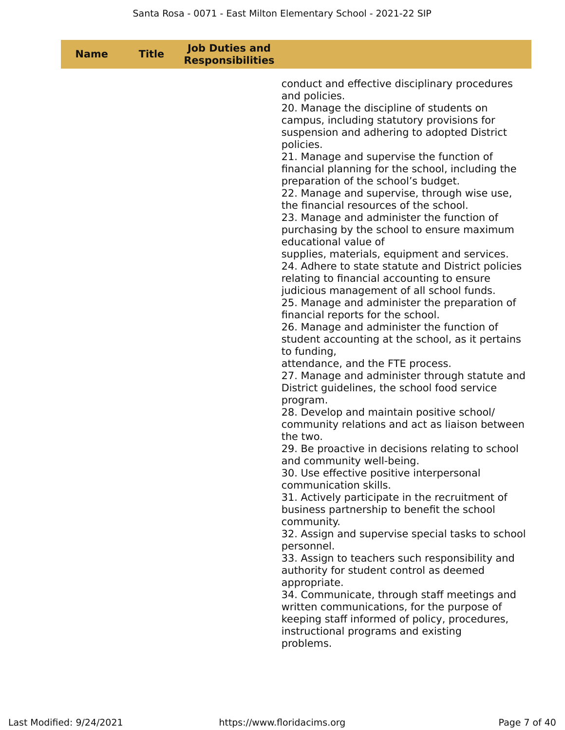| Name | Title | Job Duties and Responsibilities | |
|---|---|---|---|
| | | | conduct and effective disciplinary procedures and policies.<br>20. Manage the discipline of students on campus, including statutory provisions for suspension and adhering to adopted District policies.<br>21. Manage and supervise the function of financial planning for the school, including the preparation of the school's budget.<br>22. Manage and supervise, through wise use, the financial resources of the school.<br>23. Manage and administer the function of purchasing by the school to ensure maximum educational value of supplies, materials, equipment and services.<br>24. Adhere to state statute and District policies relating to financial accounting to ensure judicious management of all school funds.<br>25. Manage and administer the preparation of financial reports for the school.<br>26. Manage and administer the function of student accounting at the school, as it pertains to funding, attendance, and the FTE process.<br>27. Manage and administer through statute and District guidelines, the school food service program.<br>28. Develop and maintain positive school/ community relations and act as liaison between the two.<br>29. Be proactive in decisions relating to school and community well-being.<br>30. Use effective positive interpersonal communication skills.<br>31. Actively participate in the recruitment of business partnership to benefit the school community.<br>32. Assign and supervise special tasks to school personnel.<br>33. Assign to teachers such responsibility and authority for student control as deemed appropriate.<br>34. Communicate, through staff meetings and written communications, for the purpose of keeping staff informed of policy, procedures, instructional programs and existing problems. |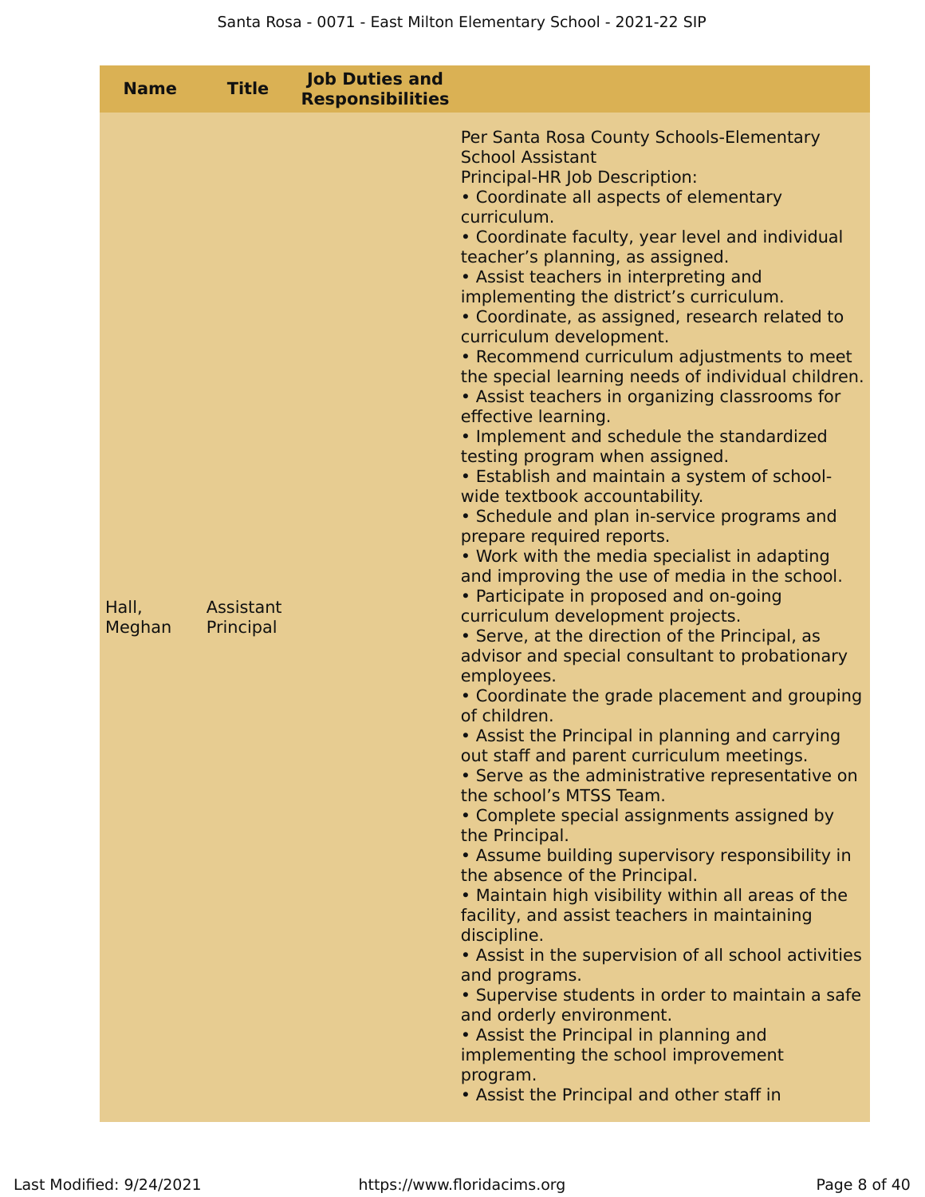| Name | Title | Job Duties and Responsibilities | |
|---|---|---|---|
| Hall, Meghan | Assistant Principal | | Per Santa Rosa County Schools-Elementary School Assistant Principal-HR Job Description:<br>• Coordinate all aspects of elementary curriculum.<br>• Coordinate faculty, year level and individual teacher's planning, as assigned.<br>• Assist teachers in interpreting and implementing the district's curriculum.<br>• Coordinate, as assigned, research related to curriculum development.<br>• Recommend curriculum adjustments to meet the special learning needs of individual children.<br>• Assist teachers in organizing classrooms for effective learning.<br>• Implement and schedule the standardized testing program when assigned.<br>• Establish and maintain a system of school-wide textbook accountability.<br>• Schedule and plan in-service programs and prepare required reports.<br>• Work with the media specialist in adapting and improving the use of media in the school.<br>• Participate in proposed and on-going curriculum development projects.<br>• Serve, at the direction of the Principal, as advisor and special consultant to probationary employees.<br>• Coordinate the grade placement and grouping of children.<br>• Assist the Principal in planning and carrying out staff and parent curriculum meetings.<br>• Serve as the administrative representative on the school's MTSS Team.<br>• Complete special assignments assigned by the Principal.<br>• Assume building supervisory responsibility in the absence of the Principal.<br>• Maintain high visibility within all areas of the facility, and assist teachers in maintaining discipline.<br>• Assist in the supervision of all school activities and programs.<br>• Supervise students in order to maintain a safe and orderly environment.<br>• Assist the Principal in planning and implementing the school improvement program.<br>• Assist the Principal and other staff in |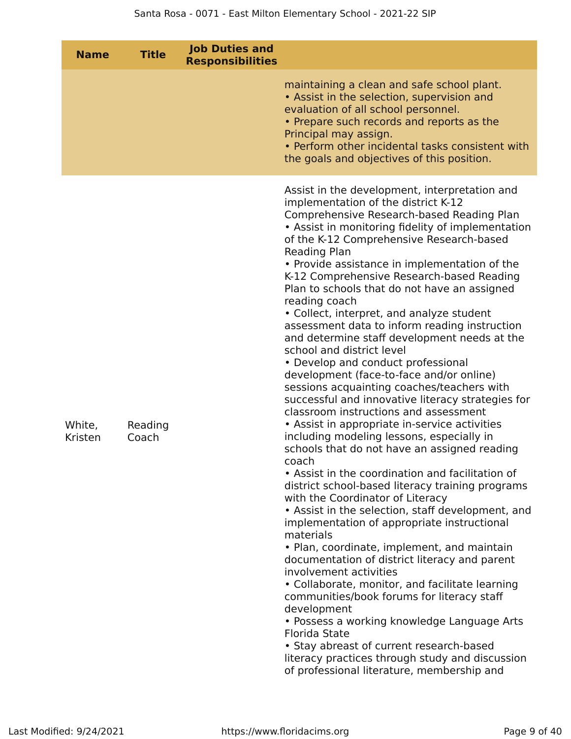| Name | Title | Job Duties and Responsibilities | |
|---|---|---|---|
| | | | maintaining a clean and safe school plant.<br>• Assist in the selection, supervision and evaluation of all school personnel.<br>• Prepare such records and reports as the Principal may assign.<br>• Perform other incidental tasks consistent with the goals and objectives of this position. |
| White, Kristen | Reading Coach | | Assist in the development, interpretation and implementation of the district K-12 Comprehensive Research-based Reading Plan<br>• Assist in monitoring fidelity of implementation of the K-12 Comprehensive Research-based Reading Plan<br>• Provide assistance in implementation of the K-12 Comprehensive Research-based Reading Plan to schools that do not have an assigned reading coach<br>• Collect, interpret, and analyze student assessment data to inform reading instruction and determine staff development needs at the school and district level<br>• Develop and conduct professional development (face-to-face and/or online) sessions acquainting coaches/teachers with successful and innovative literacy strategies for classroom instructions and assessment<br>• Assist in appropriate in-service activities including modeling lessons, especially in schools that do not have an assigned reading coach<br>• Assist in the coordination and facilitation of district school-based literacy training programs with the Coordinator of Literacy<br>• Assist in the selection, staff development, and implementation of appropriate instructional materials<br>• Plan, coordinate, implement, and maintain documentation of district literacy and parent involvement activities<br>• Collaborate, monitor, and facilitate learning communities/book forums for literacy staff development<br>• Possess a working knowledge Language Arts Florida State<br>• Stay abreast of current research-based literacy practices through study and discussion of professional literature, membership and |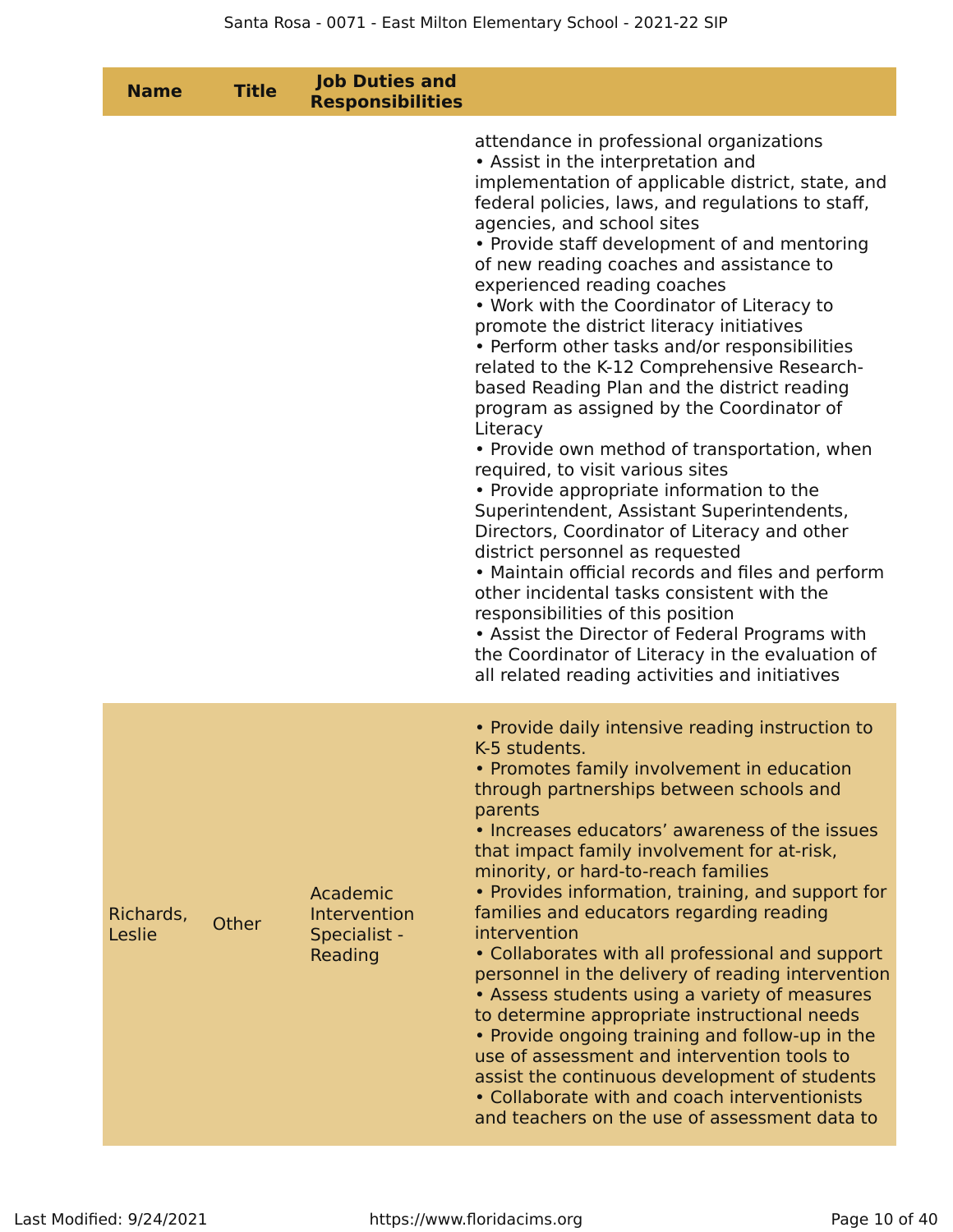| Name | Title | Job Duties and Responsibilities | |
|---|---|---|---|
| | | | attendance in professional organizations<br>• Assist in the interpretation and implementation of applicable district, state, and federal policies, laws, and regulations to staff, agencies, and school sites<br>• Provide staff development of and mentoring of new reading coaches and assistance to experienced reading coaches<br>• Work with the Coordinator of Literacy to promote the district literacy initiatives<br>• Perform other tasks and/or responsibilities related to the K-12 Comprehensive Research-based Reading Plan and the district reading program as assigned by the Coordinator of Literacy<br>• Provide own method of transportation, when required, to visit various sites<br>• Provide appropriate information to the Superintendent, Assistant Superintendents, Directors, Coordinator of Literacy and other district personnel as requested<br>• Maintain official records and files and perform other incidental tasks consistent with the responsibilities of this position<br>• Assist the Director of Federal Programs with the Coordinator of Literacy in the evaluation of all related reading activities and initiatives |
| Richards, Leslie | Other | Academic Intervention Specialist - Reading | • Provide daily intensive reading instruction to K-5 students.<br>• Promotes family involvement in education through partnerships between schools and parents<br>• Increases educators' awareness of the issues that impact family involvement for at-risk, minority, or hard-to-reach families<br>• Provides information, training, and support for families and educators regarding reading intervention<br>• Collaborates with all professional and support personnel in the delivery of reading intervention<br>• Assess students using a variety of measures to determine appropriate instructional needs<br>• Provide ongoing training and follow-up in the use of assessment and intervention tools to assist the continuous development of students<br>• Collaborate with and coach interventionists and teachers on the use of assessment data to |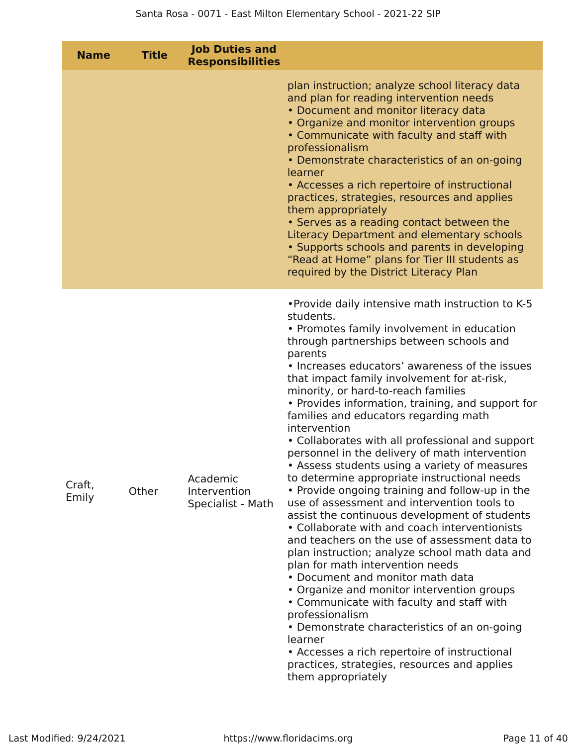| Name | Title | Job Duties and Responsibilities | |
|---|---|---|---|
| | | | plan instruction; analyze school literacy data and plan for reading intervention needs<br>• Document and monitor literacy data<br>• Organize and monitor intervention groups<br>• Communicate with faculty and staff with professionalism<br>• Demonstrate characteristics of an on-going learner<br>• Accesses a rich repertoire of instructional practices, strategies, resources and applies them appropriately<br>• Serves as a reading contact between the Literacy Department and elementary schools<br>• Supports schools and parents in developing "Read at Home" plans for Tier III students as required by the District Literacy Plan |
| Craft, Emily | Other | Academic Intervention Specialist - Math | •Provide daily intensive math instruction to K-5 students.<br>• Promotes family involvement in education through partnerships between schools and parents<br>• Increases educators' awareness of the issues that impact family involvement for at-risk, minority, or hard-to-reach families<br>• Provides information, training, and support for families and educators regarding math intervention<br>• Collaborates with all professional and support personnel in the delivery of math intervention<br>• Assess students using a variety of measures to determine appropriate instructional needs<br>• Provide ongoing training and follow-up in the use of assessment and intervention tools to assist the continuous development of students<br>• Collaborate with and coach interventionists and teachers on the use of assessment data to plan instruction; analyze school math data and plan for math intervention needs<br>• Document and monitor math data<br>• Organize and monitor intervention groups<br>• Communicate with faculty and staff with professionalism<br>• Demonstrate characteristics of an on-going learner<br>• Accesses a rich repertoire of instructional practices, strategies, resources and applies them appropriately |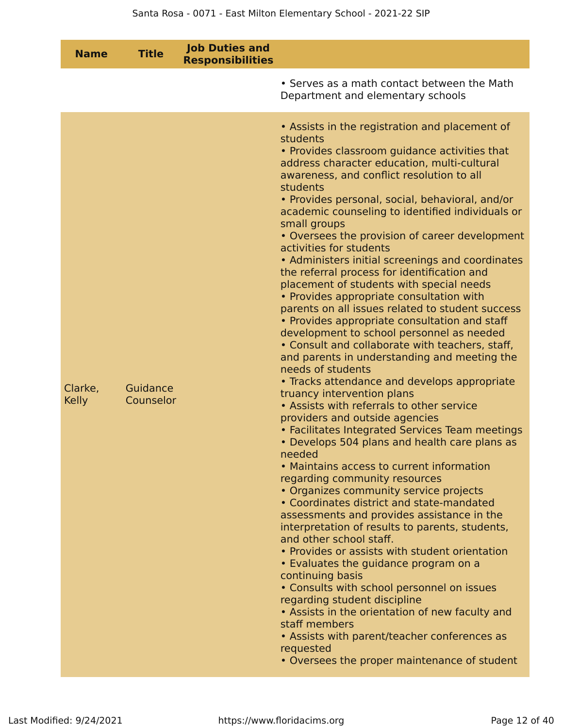| Name | Title | Job Duties and Responsibilities | |
|---|---|---|---|
| | | | • Serves as a math contact between the Math Department and elementary schools |
| Clarke, Kelly | Guidance Counselor | | • Assists in the registration and placement of students<br>• Provides classroom guidance activities that address character education, multi-cultural awareness, and conflict resolution to all students<br>• Provides personal, social, behavioral, and/or academic counseling to identified individuals or small groups<br>• Oversees the provision of career development activities for students<br>• Administers initial screenings and coordinates the referral process for identification and placement of students with special needs<br>• Provides appropriate consultation with parents on all issues related to student success<br>• Provides appropriate consultation and staff development to school personnel as needed<br>• Consult and collaborate with teachers, staff, and parents in understanding and meeting the needs of students<br>• Tracks attendance and develops appropriate truancy intervention plans<br>• Assists with referrals to other service providers and outside agencies<br>• Facilitates Integrated Services Team meetings<br>• Develops 504 plans and health care plans as needed<br>• Maintains access to current information regarding community resources<br>• Organizes community service projects<br>• Coordinates district and state-mandated assessments and provides assistance in the interpretation of results to parents, students, and other school staff.<br>• Provides or assists with student orientation<br>• Evaluates the guidance program on a continuing basis<br>• Consults with school personnel on issues regarding student discipline<br>• Assists in the orientation of new faculty and staff members<br>• Assists with parent/teacher conferences as requested<br>• Oversees the proper maintenance of student |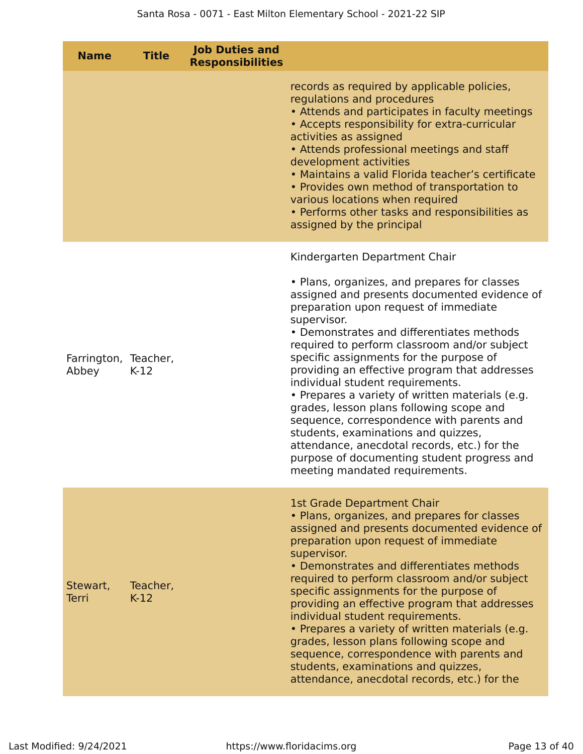| Name | Title | Job Duties and Responsibilities | |
|---|---|---|---|
| | | | records as required by applicable policies, regulations and procedures<br>• Attends and participates in faculty meetings<br>• Accepts responsibility for extra-curricular activities as assigned<br>• Attends professional meetings and staff development activities<br>• Maintains a valid Florida teacher's certificate<br>• Provides own method of transportation to various locations when required<br>• Performs other tasks and responsibilities as assigned by the principal |
| Farrington, Abbey | Teacher, K-12 | | Kindergarten Department Chair<br><br>• Plans, organizes, and prepares for classes assigned and presents documented evidence of preparation upon request of immediate supervisor.<br>• Demonstrates and differentiates methods required to perform classroom and/or subject specific assignments for the purpose of providing an effective program that addresses individual student requirements.<br>• Prepares a variety of written materials (e.g. grades, lesson plans following scope and sequence, correspondence with parents and students, examinations and quizzes, attendance, anecdotal records, etc.) for the purpose of documenting student progress and meeting mandated requirements. |
| Stewart, Terri | Teacher, K-12 | | 1st Grade Department Chair<br>• Plans, organizes, and prepares for classes assigned and presents documented evidence of preparation upon request of immediate supervisor.<br>• Demonstrates and differentiates methods required to perform classroom and/or subject specific assignments for the purpose of providing an effective program that addresses individual student requirements.<br>• Prepares a variety of written materials (e.g. grades, lesson plans following scope and sequence, correspondence with parents and students, examinations and quizzes, attendance, anecdotal records, etc.) for the |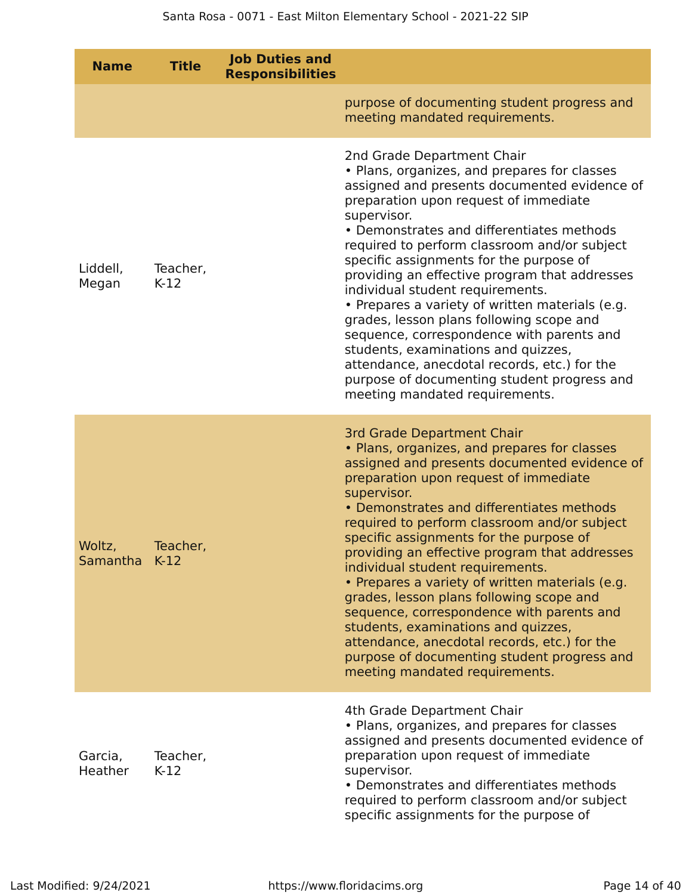| Name | Title | Job Duties and Responsibilities | |
|---|---|---|---|
| | | | purpose of documenting student progress and meeting mandated requirements. |
| Liddell, Megan | Teacher, K-12 | | 2nd Grade Department Chair<br>• Plans, organizes, and prepares for classes assigned and presents documented evidence of preparation upon request of immediate supervisor.<br>• Demonstrates and differentiates methods required to perform classroom and/or subject specific assignments for the purpose of providing an effective program that addresses individual student requirements.<br>• Prepares a variety of written materials (e.g. grades, lesson plans following scope and sequence, correspondence with parents and students, examinations and quizzes, attendance, anecdotal records, etc.) for the purpose of documenting student progress and meeting mandated requirements. |
| Woltz, Samantha | Teacher, K-12 | | 3rd Grade Department Chair<br>• Plans, organizes, and prepares for classes assigned and presents documented evidence of preparation upon request of immediate supervisor.<br>• Demonstrates and differentiates methods required to perform classroom and/or subject specific assignments for the purpose of providing an effective program that addresses individual student requirements.<br>• Prepares a variety of written materials (e.g. grades, lesson plans following scope and sequence, correspondence with parents and students, examinations and quizzes, attendance, anecdotal records, etc.) for the purpose of documenting student progress and meeting mandated requirements. |
| Garcia, Heather | Teacher, K-12 | | 4th Grade Department Chair<br>• Plans, organizes, and prepares for classes assigned and presents documented evidence of preparation upon request of immediate supervisor.<br>• Demonstrates and differentiates methods required to perform classroom and/or subject specific assignments for the purpose of |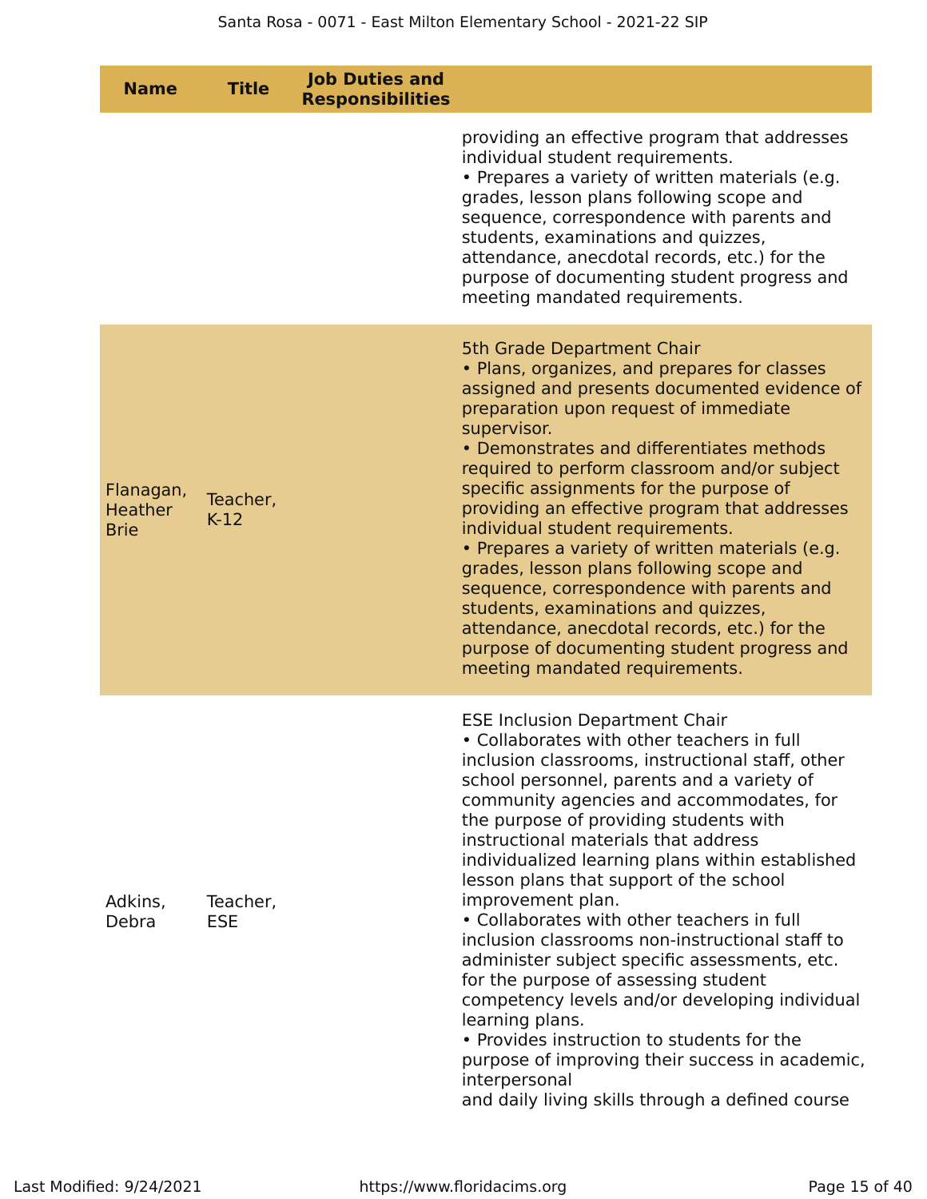| Name | Title | Job Duties and Responsibilities |
|---|---|---|
| | | providing an effective program that addresses individual student requirements.<br>• Prepares a variety of written materials (e.g. grades, lesson plans following scope and sequence, correspondence with parents and students, examinations and quizzes, attendance, anecdotal records, etc.) for the purpose of documenting student progress and meeting mandated requirements. |
| Flanagan, Heather Brie | Teacher, K-12 | 5th Grade Department Chair<br>• Plans, organizes, and prepares for classes assigned and presents documented evidence of preparation upon request of immediate supervisor.<br>• Demonstrates and differentiates methods required to perform classroom and/or subject specific assignments for the purpose of providing an effective program that addresses individual student requirements.<br>• Prepares a variety of written materials (e.g. grades, lesson plans following scope and sequence, correspondence with parents and students, examinations and quizzes, attendance, anecdotal records, etc.) for the purpose of documenting student progress and meeting mandated requirements. |
| Adkins, Debra | Teacher, ESE | ESE Inclusion Department Chair<br>• Collaborates with other teachers in full inclusion classrooms, instructional staff, other school personnel, parents and a variety of community agencies and accommodates, for the purpose of providing students with instructional materials that address individualized learning plans within established lesson plans that support of the school improvement plan.<br>• Collaborates with other teachers in full inclusion classrooms non-instructional staff to administer subject specific assessments, etc. for the purpose of assessing student competency levels and/or developing individual learning plans.<br>• Provides instruction to students for the purpose of improving their success in academic, interpersonal<br>and daily living skills through a defined course |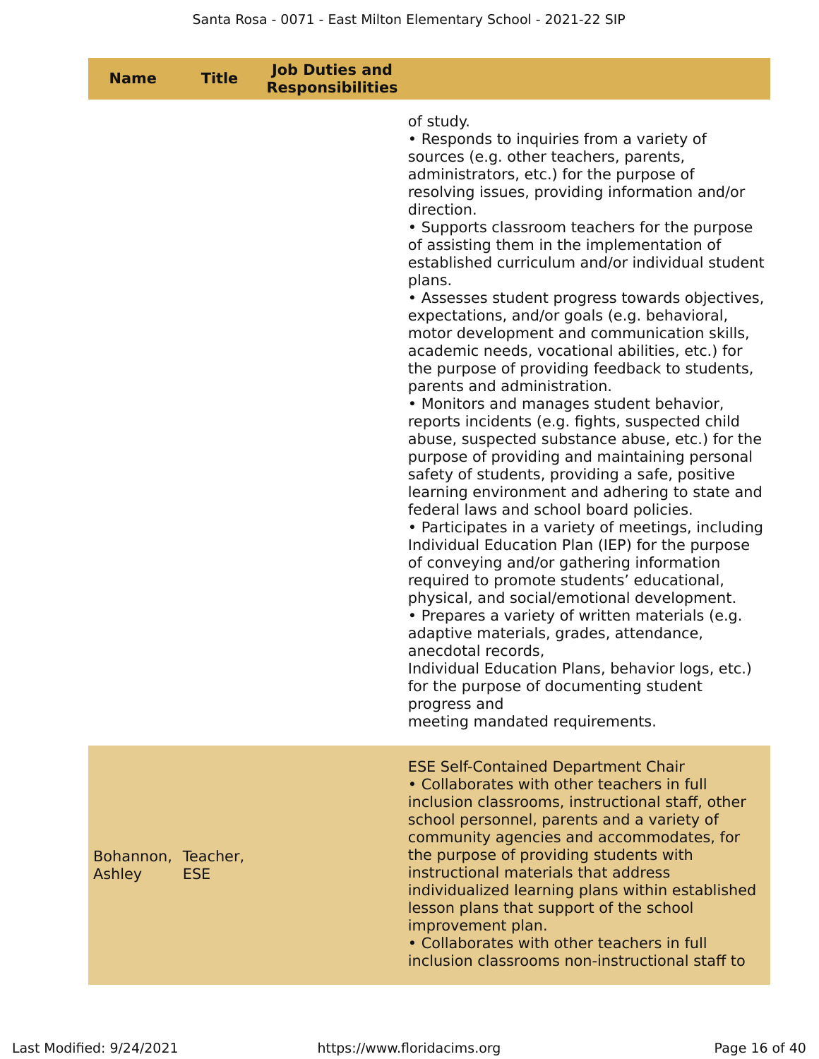| Name | Title | Job Duties and Responsibilities | |
|---|---|---|---|
| | | | of study.<br>• Responds to inquiries from a variety of sources (e.g. other teachers, parents, administrators, etc.) for the purpose of resolving issues, providing information and/or direction.<br>• Supports classroom teachers for the purpose of assisting them in the implementation of established curriculum and/or individual student plans.<br>• Assesses student progress towards objectives, expectations, and/or goals (e.g. behavioral, motor development and communication skills, academic needs, vocational abilities, etc.) for the purpose of providing feedback to students, parents and administration.<br>• Monitors and manages student behavior, reports incidents (e.g. fights, suspected child abuse, suspected substance abuse, etc.) for the purpose of providing and maintaining personal safety of students, providing a safe, positive learning environment and adhering to state and federal laws and school board policies.<br>• Participates in a variety of meetings, including Individual Education Plan (IEP) for the purpose of conveying and/or gathering information required to promote students' educational, physical, and social/emotional development.<br>• Prepares a variety of written materials (e.g. adaptive materials, grades, attendance, anecdotal records,<br>Individual Education Plans, behavior logs, etc.) for the purpose of documenting student progress and<br>meeting mandated requirements. |
| Bohannon, Ashley | Teacher, ESE | | ESE Self-Contained Department Chair<br>• Collaborates with other teachers in full inclusion classrooms, instructional staff, other school personnel, parents and a variety of community agencies and accommodates, for the purpose of providing students with instructional materials that address individualized learning plans within established lesson plans that support of the school improvement plan.<br>• Collaborates with other teachers in full inclusion classrooms non-instructional staff to |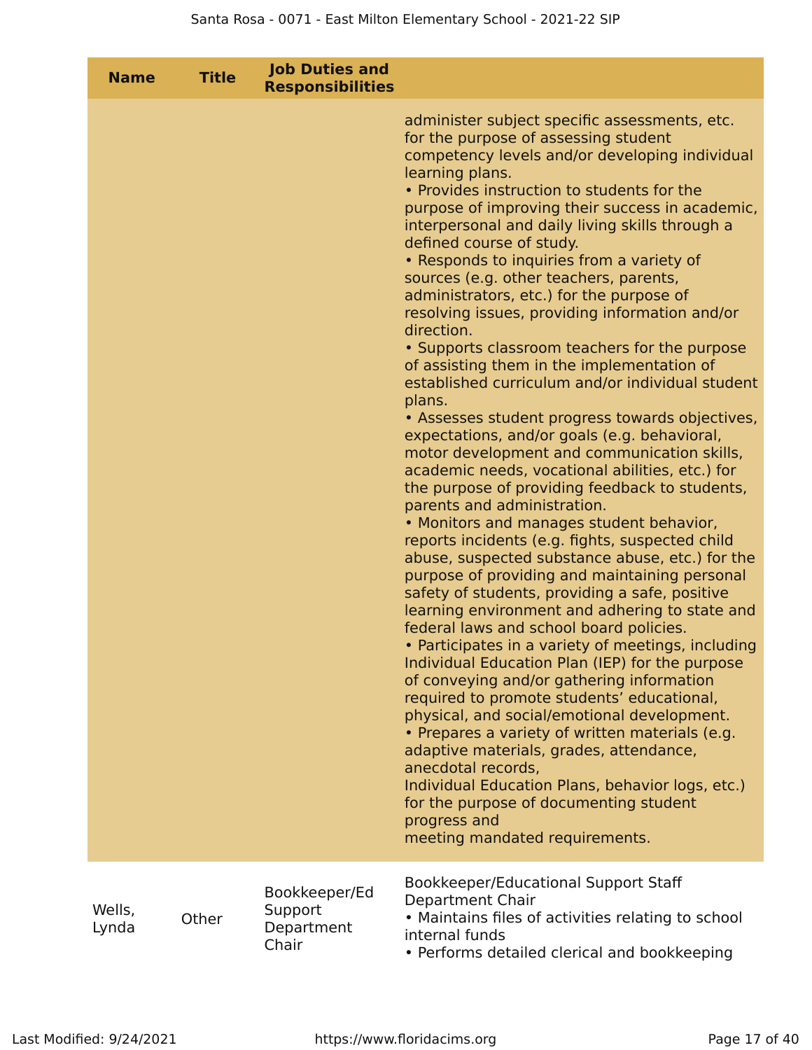| Name | Title | Job Duties and Responsibilities | |
|---|---|---|---|
| | | | administer subject specific assessments, etc. for the purpose of assessing student competency levels and/or developing individual learning plans.<br>• Provides instruction to students for the purpose of improving their success in academic, interpersonal and daily living skills through a defined course of study.<br>• Responds to inquiries from a variety of sources (e.g. other teachers, parents, administrators, etc.) for the purpose of resolving issues, providing information and/or direction.<br>• Supports classroom teachers for the purpose of assisting them in the implementation of established curriculum and/or individual student plans.<br>• Assesses student progress towards objectives, expectations, and/or goals (e.g. behavioral, motor development and communication skills, academic needs, vocational abilities, etc.) for the purpose of providing feedback to students, parents and administration.<br>• Monitors and manages student behavior, reports incidents (e.g. fights, suspected child abuse, suspected substance abuse, etc.) for the purpose of providing and maintaining personal safety of students, providing a safe, positive learning environment and adhering to state and federal laws and school board policies.<br>• Participates in a variety of meetings, including Individual Education Plan (IEP) for the purpose of conveying and/or gathering information required to promote students' educational, physical, and social/emotional development.<br>• Prepares a variety of written materials (e.g. adaptive materials, grades, attendance, anecdotal records,<br>Individual Education Plans, behavior logs, etc.) for the purpose of documenting student progress and<br>meeting mandated requirements. |
| Wells, Lynda | Other | Bookkeeper/Ed Support Department Chair | Bookkeeper/Educational Support Staff Department Chair<br>• Maintains files of activities relating to school internal funds<br>• Performs detailed clerical and bookkeeping |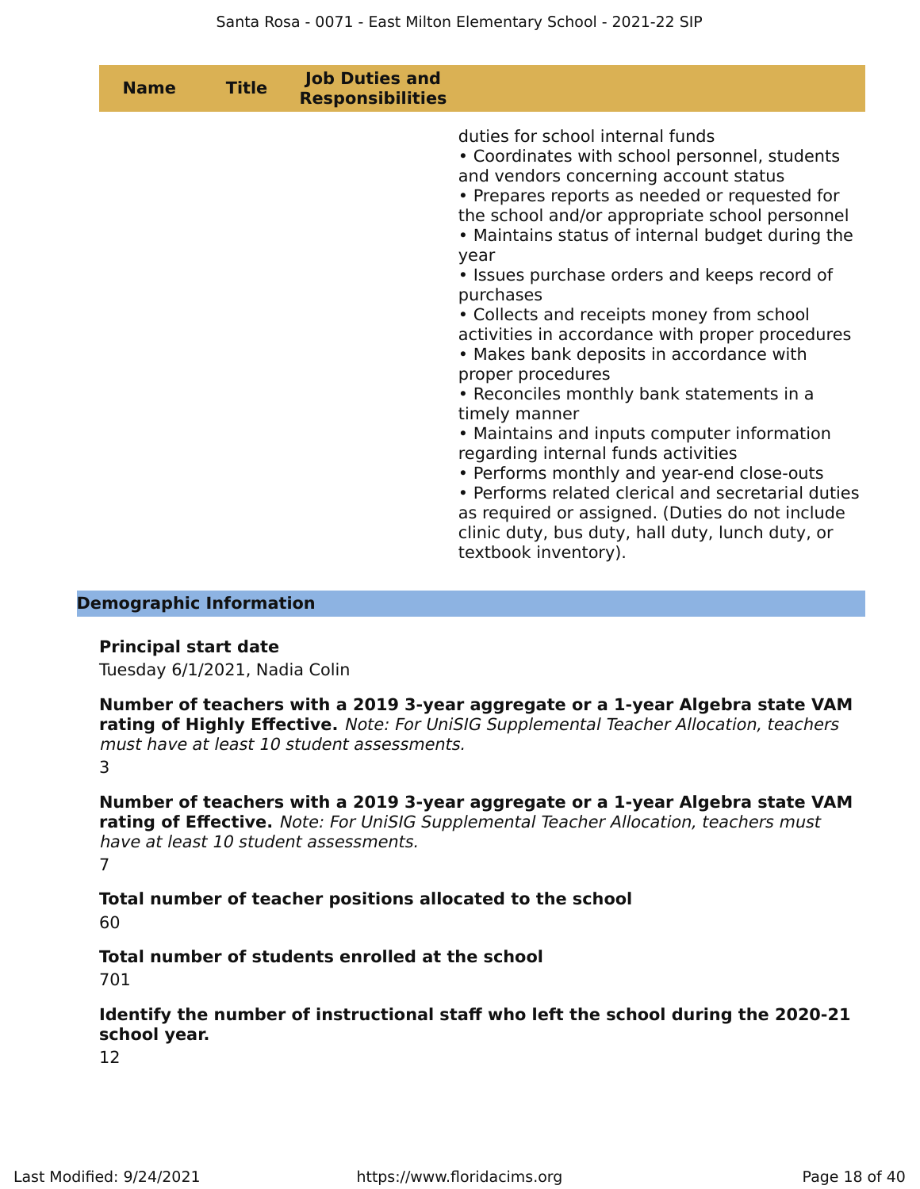| Name | Title | Job Duties and Responsibilities | |
|---|---|---|---|
| | | | duties for school internal funds<br>• Coordinates with school personnel, students and vendors concerning account status<br>• Prepares reports as needed or requested for the school and/or appropriate school personnel<br>• Maintains status of internal budget during the year<br>• Issues purchase orders and keeps record of purchases<br>• Collects and receipts money from school activities in accordance with proper procedures<br>• Makes bank deposits in accordance with proper procedures<br>• Reconciles monthly bank statements in a timely manner<br>• Maintains and inputs computer information regarding internal funds activities<br>• Performs monthly and year-end close-outs<br>• Performs related clerical and secretarial duties as required or assigned. (Duties do not include clinic duty, bus duty, hall duty, lunch duty, or textbook inventory). |

## Demographic Information

**Principal start date**

Tuesday 6/1/2021, Nadia Colin

**Number of teachers with a 2019 3-year aggregate or a 1-year Algebra state VAM rating of Highly Effective.** *Note: For UniSIG Supplemental Teacher Allocation, teachers must have at least 10 student assessments.*

3

**Number of teachers with a 2019 3-year aggregate or a 1-year Algebra state VAM rating of Effective.** *Note: For UniSIG Supplemental Teacher Allocation, teachers must have at least 10 student assessments.*

7

**Total number of teacher positions allocated to the school**

60

**Total number of students enrolled at the school**

701

**Identify the number of instructional staff who left the school during the 2020-21 school year.**

12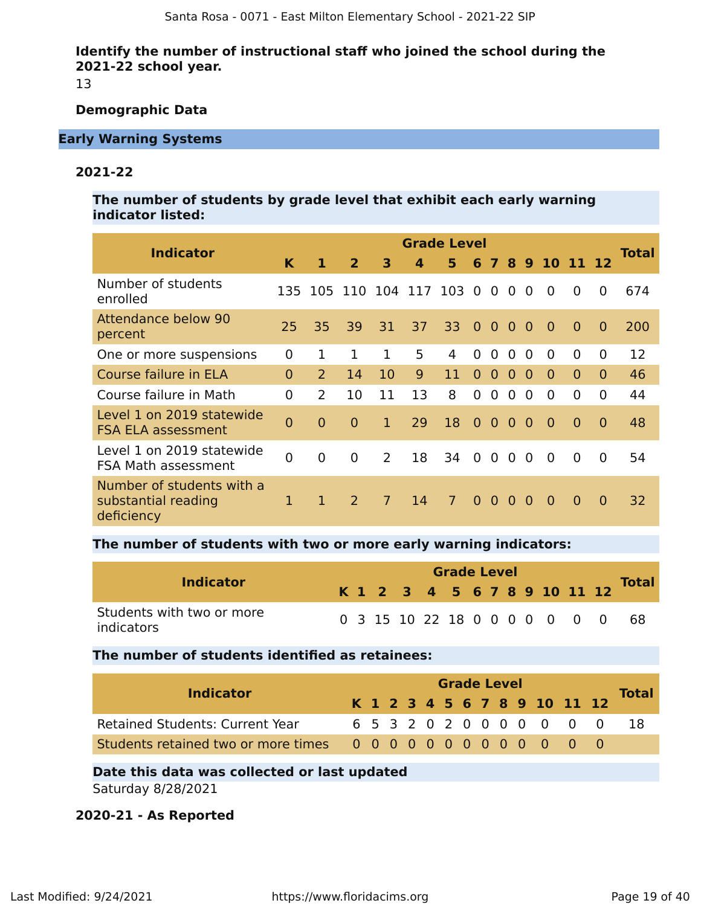**Identify the number of instructional staff who joined the school during the 2021-22 school year.**

13

**Demographic Data**

## Early Warning Systems

### 2021-22

**The number of students by grade level that exhibit each early warning indicator listed:**

| Indicator | Grade Level | | | | | | | | | | | | | Total |
|---|---|---|---|---|---|---|---|---|---|---|---|---|---|---|
| | K | 1 | 2 | 3 | 4 | 5 | 6 | 7 | 8 | 9 | 10 | 11 | 12 | |
| Number of students enrolled | 135 | 105 | 110 | 104 | 117 | 103 | 0 | 0 | 0 | 0 | 0 | 0 | 0 | 674 |
| Attendance below 90 percent | 25 | 35 | 39 | 31 | 37 | 33 | 0 | 0 | 0 | 0 | 0 | 0 | 0 | 200 |
| One or more suspensions | 0 | 1 | 1 | 1 | 5 | 4 | 0 | 0 | 0 | 0 | 0 | 0 | 0 | 12 |
| Course failure in ELA | 0 | 2 | 14 | 10 | 9 | 11 | 0 | 0 | 0 | 0 | 0 | 0 | 0 | 46 |
| Course failure in Math | 0 | 2 | 10 | 11 | 13 | 8 | 0 | 0 | 0 | 0 | 0 | 0 | 0 | 44 |
| Level 1 on 2019 statewide FSA ELA assessment | 0 | 0 | 0 | 1 | 29 | 18 | 0 | 0 | 0 | 0 | 0 | 0 | 0 | 48 |
| Level 1 on 2019 statewide FSA Math assessment | 0 | 0 | 0 | 2 | 18 | 34 | 0 | 0 | 0 | 0 | 0 | 0 | 0 | 54 |
| Number of students with a substantial reading deficiency | 1 | 1 | 2 | 7 | 14 | 7 | 0 | 0 | 0 | 0 | 0 | 0 | 0 | 32 |

**The number of students with two or more early warning indicators:**

| Indicator | Grade Level | | | | | | | | | | | | | Total |
|---|---|---|---|---|---|---|---|---|---|---|---|---|---|---|
| | K | 1 | 2 | 3 | 4 | 5 | 6 | 7 | 8 | 9 | 10 | 11 | 12 | |
| Students with two or more indicators | 0 | 3 | 15 | 10 | 22 | 18 | 0 | 0 | 0 | 0 | 0 | 0 | 0 | 68 |

**The number of students identified as retainees:**

| Indicator | Grade Level | | | | | | | | | | | | | Total |
|---|---|---|---|---|---|---|---|---|---|---|---|---|---|---|
| | K | 1 | 2 | 3 | 4 | 5 | 6 | 7 | 8 | 9 | 10 | 11 | 12 | |
| Retained Students: Current Year | 6 | 5 | 3 | 2 | 0 | 2 | 0 | 0 | 0 | 0 | 0 | 0 | 0 | 18 |
| Students retained two or more times | 0 | 0 | 0 | 0 | 0 | 0 | 0 | 0 | 0 | 0 | 0 | 0 | 0 | |

**Date this data was collected or last updated**

Saturday 8/28/2021

### 2020-21 - As Reported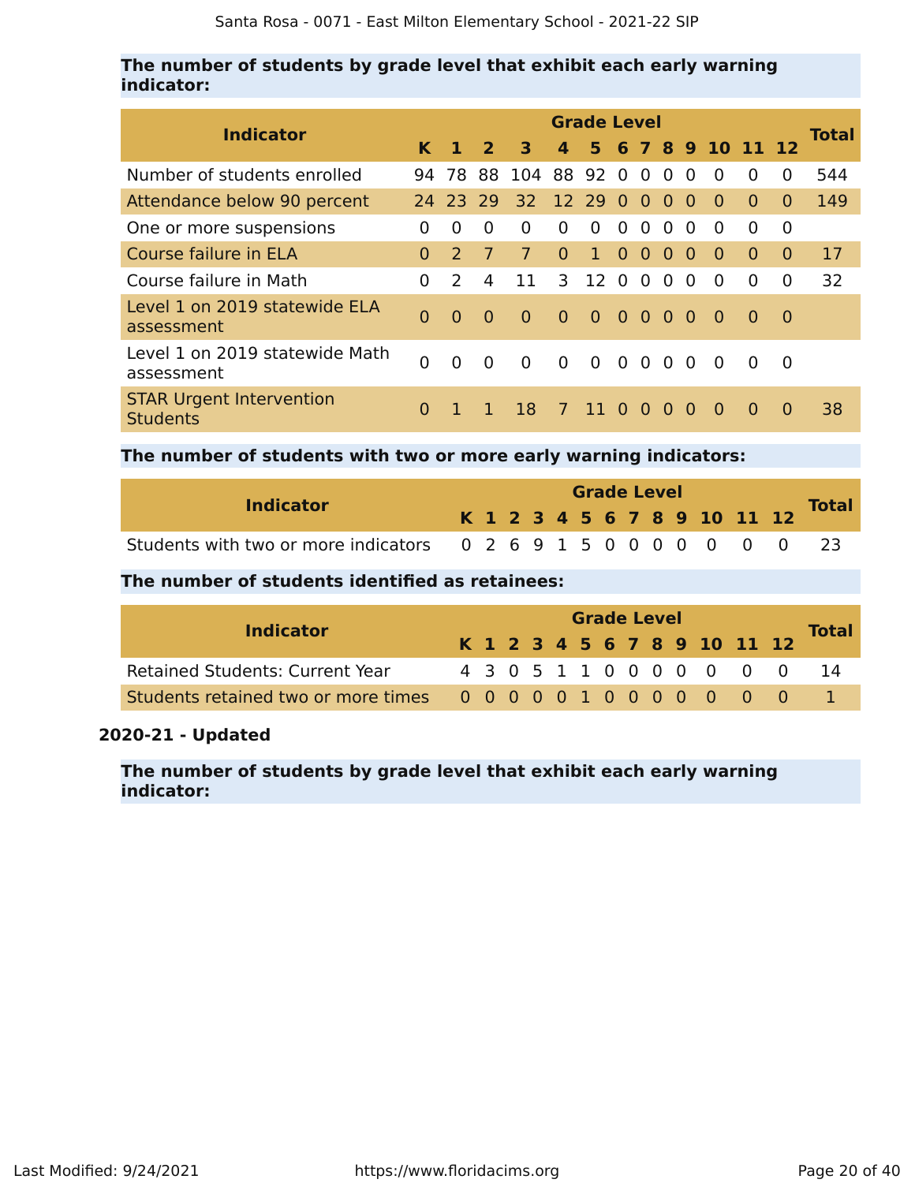**The number of students by grade level that exhibit each early warning indicator:**

| Indicator | Grade Level | | | | | | | | | | | | | Total |
|---|---|---|---|---|---|---|---|---|---|---|---|---|---|---|
| | K | 1 | 2 | 3 | 4 | 5 | 6 | 7 | 8 | 9 | 10 | 11 | 12 | |
| Number of students enrolled | 94 | 78 | 88 | 104 | 88 | 92 | 0 | 0 | 0 | 0 | 0 | 0 | 0 | 544 |
| Attendance below 90 percent | 24 | 23 | 29 | 32 | 12 | 29 | 0 | 0 | 0 | 0 | 0 | 0 | 0 | 149 |
| One or more suspensions | 0 | 0 | 0 | 0 | 0 | 0 | 0 | 0 | 0 | 0 | 0 | 0 | 0 | |
| Course failure in ELA | 0 | 2 | 7 | 7 | 0 | 1 | 0 | 0 | 0 | 0 | 0 | 0 | 0 | 17 |
| Course failure in Math | 0 | 2 | 4 | 11 | 3 | 12 | 0 | 0 | 0 | 0 | 0 | 0 | 0 | 32 |
| Level 1 on 2019 statewide ELA assessment | 0 | 0 | 0 | 0 | 0 | 0 | 0 | 0 | 0 | 0 | 0 | 0 | 0 | |
| Level 1 on 2019 statewide Math assessment | 0 | 0 | 0 | 0 | 0 | 0 | 0 | 0 | 0 | 0 | 0 | 0 | 0 | |
| STAR Urgent Intervention Students | 0 | 1 | 1 | 18 | 7 | 11 | 0 | 0 | 0 | 0 | 0 | 0 | 0 | 38 |

**The number of students with two or more early warning indicators:**

| Indicator | Grade Level | | | | | | | | | | | | | Total |
|---|---|---|---|---|---|---|---|---|---|---|---|---|---|---|
| | K | 1 | 2 | 3 | 4 | 5 | 6 | 7 | 8 | 9 | 10 | 11 | 12 | |
| Students with two or more indicators | 0 | 2 | 6 | 9 | 1 | 5 | 0 | 0 | 0 | 0 | 0 | 0 | 0 | 23 |

**The number of students identified as retainees:**

| Indicator | Grade Level | | | | | | | | | | | | | Total |
|---|---|---|---|---|---|---|---|---|---|---|---|---|---|---|
| | K | 1 | 2 | 3 | 4 | 5 | 6 | 7 | 8 | 9 | 10 | 11 | 12 | |
| Retained Students: Current Year | 4 | 3 | 0 | 5 | 1 | 1 | 0 | 0 | 0 | 0 | 0 | 0 | 0 | 14 |
| Students retained two or more times | 0 | 0 | 0 | 0 | 0 | 1 | 0 | 0 | 0 | 0 | 0 | 0 | 0 | 1 |

**2020-21 - Updated**

**The number of students by grade level that exhibit each early warning indicator:**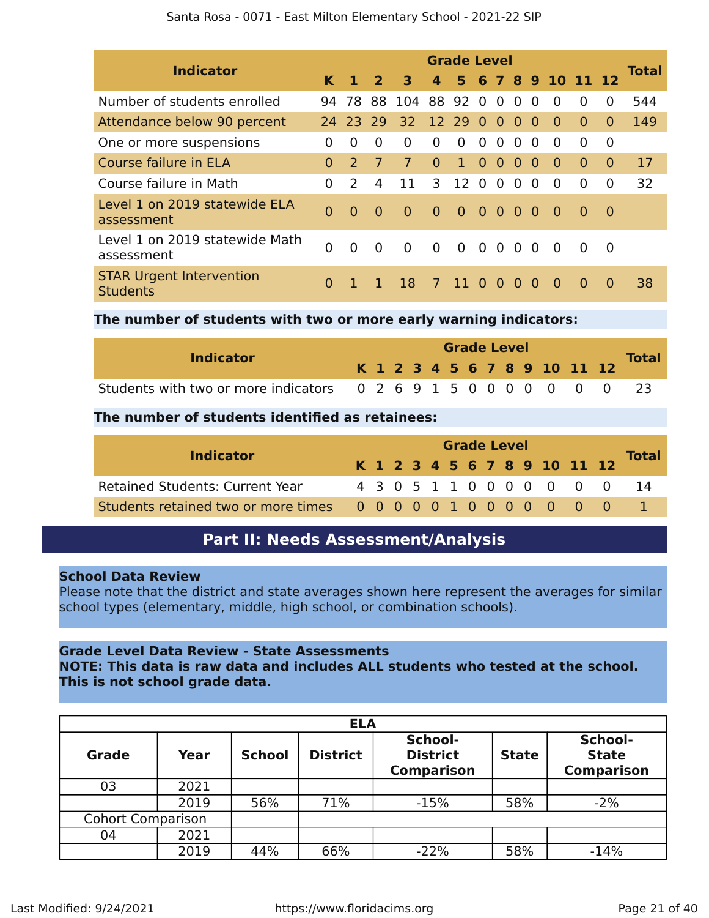| Indicator | Grade Level | | | | | | | | | | | | | Total |
|---|---|---|---|---|---|---|---|---|---|---|---|---|---|---|
| | K | 1 | 2 | 3 | 4 | 5 | 6 | 7 | 8 | 9 | 10 | 11 | 12 | |
| Number of students enrolled | 94 | 78 | 88 | 104 | 88 | 92 | 0 | 0 | 0 | 0 | 0 | 0 | 0 | 544 |
| Attendance below 90 percent | 24 | 23 | 29 | 32 | 12 | 29 | 0 | 0 | 0 | 0 | 0 | 0 | 0 | 149 |
| One or more suspensions | 0 | 0 | 0 | 0 | 0 | 0 | 0 | 0 | 0 | 0 | 0 | 0 | 0 | |
| Course failure in ELA | 0 | 2 | 7 | 7 | 0 | 1 | 0 | 0 | 0 | 0 | 0 | 0 | 0 | 17 |
| Course failure in Math | 0 | 2 | 4 | 11 | 3 | 12 | 0 | 0 | 0 | 0 | 0 | 0 | 0 | 32 |
| Level 1 on 2019 statewide ELA assessment | 0 | 0 | 0 | 0 | 0 | 0 | 0 | 0 | 0 | 0 | 0 | 0 | 0 | |
| Level 1 on 2019 statewide Math assessment | 0 | 0 | 0 | 0 | 0 | 0 | 0 | 0 | 0 | 0 | 0 | 0 | 0 | |
| STAR Urgent Intervention Students | 0 | 1 | 1 | 18 | 7 | 11 | 0 | 0 | 0 | 0 | 0 | 0 | 0 | 38 |

**The number of students with two or more early warning indicators:**

| Indicator | Grade Level | | | | | | | | | | | | | Total |
|---|---|---|---|---|---|---|---|---|---|---|---|---|---|---|
| | K | 1 | 2 | 3 | 4 | 5 | 6 | 7 | 8 | 9 | 10 | 11 | 12 | |
| Students with two or more indicators | 0 | 2 | 6 | 9 | 1 | 5 | 0 | 0 | 0 | 0 | 0 | 0 | 0 | 23 |

**The number of students identified as retainees:**

| Indicator | Grade Level | | | | | | | | | | | | | Total |
|---|---|---|---|---|---|---|---|---|---|---|---|---|---|---|
| | K | 1 | 2 | 3 | 4 | 5 | 6 | 7 | 8 | 9 | 10 | 11 | 12 | |
| Retained Students: Current Year | 4 | 3 | 0 | 5 | 1 | 1 | 0 | 0 | 0 | 0 | 0 | 0 | 0 | 14 |
| Students retained two or more times | 0 | 0 | 0 | 0 | 0 | 1 | 0 | 0 | 0 | 0 | 0 | 0 | 0 | 1 |

## Part II: Needs Assessment/Analysis

**School Data Review**
Please note that the district and state averages shown here represent the averages for similar school types (elementary, middle, high school, or combination schools).

**Grade Level Data Review - State Assessments**
**NOTE: This data is raw data and includes ALL students who tested at the school. This is not school grade data.**

| ELA | | | | | | |
|---|---|---|---|---|---|---|
| **Grade** | **Year** | **School** | **District** | **School-District Comparison** | **State** | **School-State Comparison** |
| 03 | 2021 | | | | | |
| | 2019 | 56% | 71% | -15% | 58% | -2% |
| Cohort Comparison | | | | | | |
| 04 | 2021 | | | | | |
| | 2019 | 44% | 66% | -22% | 58% | -14% |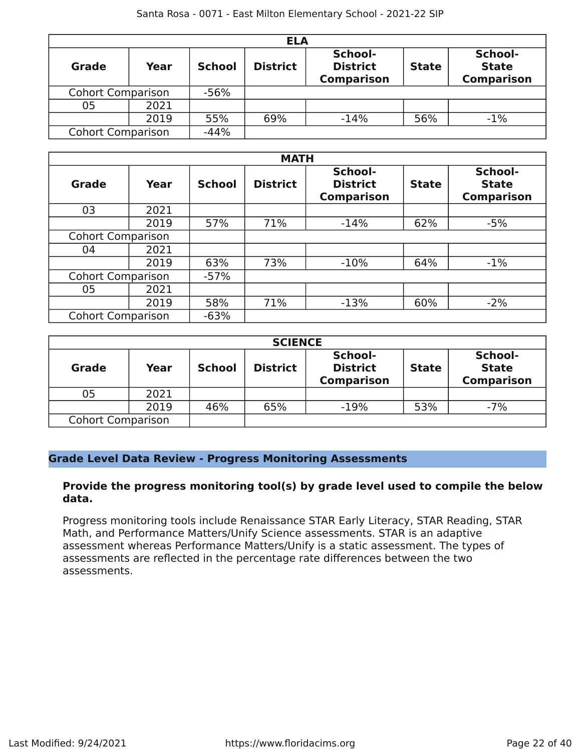| ELA | | | | | | |
|---|---|---|---|---|---|---|
| **Grade** | **Year** | **School** | **District** | **School-District Comparison** | **State** | **School-State Comparison** |
| Cohort Comparison | | -56% | | | | |
| 05 | 2021 | | | | | |
| | 2019 | 55% | 69% | -14% | 56% | -1% |
| Cohort Comparison | | -44% | | | | |

| MATH | | | | | | |
|---|---|---|---|---|---|---|
| **Grade** | **Year** | **School** | **District** | **School-District Comparison** | **State** | **School-State Comparison** |
| 03 | 2021 | | | | | |
| | 2019 | 57% | 71% | -14% | 62% | -5% |
| Cohort Comparison | | | | | | |
| 04 | 2021 | | | | | |
| | 2019 | 63% | 73% | -10% | 64% | -1% |
| Cohort Comparison | | -57% | | | | |
| 05 | 2021 | | | | | |
| | 2019 | 58% | 71% | -13% | 60% | -2% |
| Cohort Comparison | | -63% | | | | |

| SCIENCE | | | | | | |
|---|---|---|---|---|---|---|
| **Grade** | **Year** | **School** | **District** | **School-District Comparison** | **State** | **School-State Comparison** |
| 05 | 2021 | | | | | |
| | 2019 | 46% | 65% | -19% | 53% | -7% |
| Cohort Comparison | | | | | | |

## Grade Level Data Review - Progress Monitoring Assessments

**Provide the progress monitoring tool(s) by grade level used to compile the below data.**

Progress monitoring tools include Renaissance STAR Early Literacy, STAR Reading, STAR Math, and Performance Matters/Unify Science assessments. STAR is an adaptive assessment whereas Performance Matters/Unify is a static assessment. The types of assessments are reflected in the percentage rate differences between the two assessments.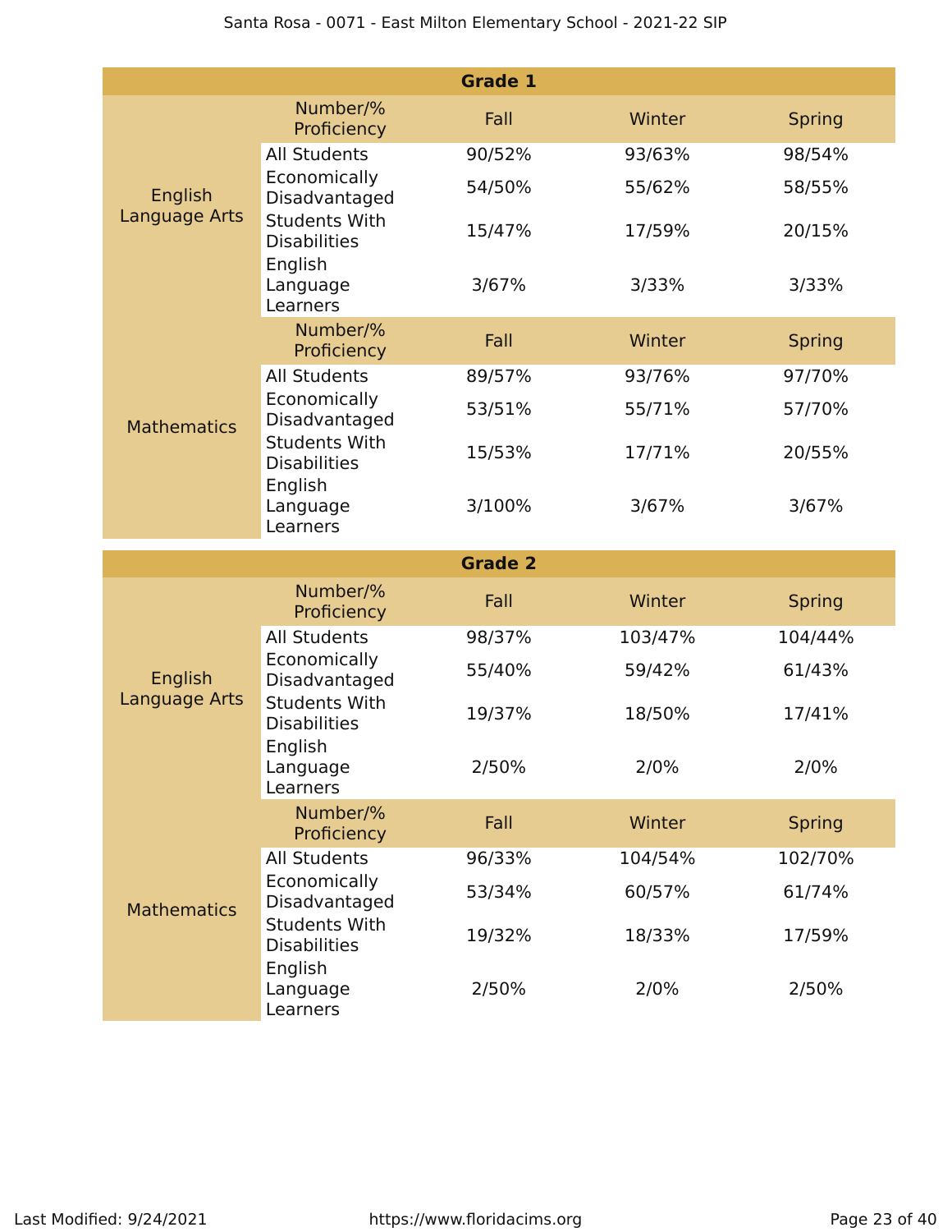| Grade 1 | | | | |
|---|---|---|---|---|
| | Number/% Proficiency | Fall | Winter | Spring |
| English Language Arts | All Students | 90/52% | 93/63% | 98/54% |
| | Economically Disadvantaged | 54/50% | 55/62% | 58/55% |
| | Students With Disabilities | 15/47% | 17/59% | 20/15% |
| | English Language Learners | 3/67% | 3/33% | 3/33% |
| | Number/% Proficiency | Fall | Winter | Spring |
| Mathematics | All Students | 89/57% | 93/76% | 97/70% |
| | Economically Disadvantaged | 53/51% | 55/71% | 57/70% |
| | Students With Disabilities | 15/53% | 17/71% | 20/55% |
| | English Language Learners | 3/100% | 3/67% | 3/67% |

| Grade 2 | | | | |
|---|---|---|---|---|
| | Number/% Proficiency | Fall | Winter | Spring |
| English Language Arts | All Students | 98/37% | 103/47% | 104/44% |
| | Economically Disadvantaged | 55/40% | 59/42% | 61/43% |
| | Students With Disabilities | 19/37% | 18/50% | 17/41% |
| | English Language Learners | 2/50% | 2/0% | 2/0% |
| | Number/% Proficiency | Fall | Winter | Spring |
| Mathematics | All Students | 96/33% | 104/54% | 102/70% |
| | Economically Disadvantaged | 53/34% | 60/57% | 61/74% |
| | Students With Disabilities | 19/32% | 18/33% | 17/59% |
| | English Language Learners | 2/50% | 2/0% | 2/50% |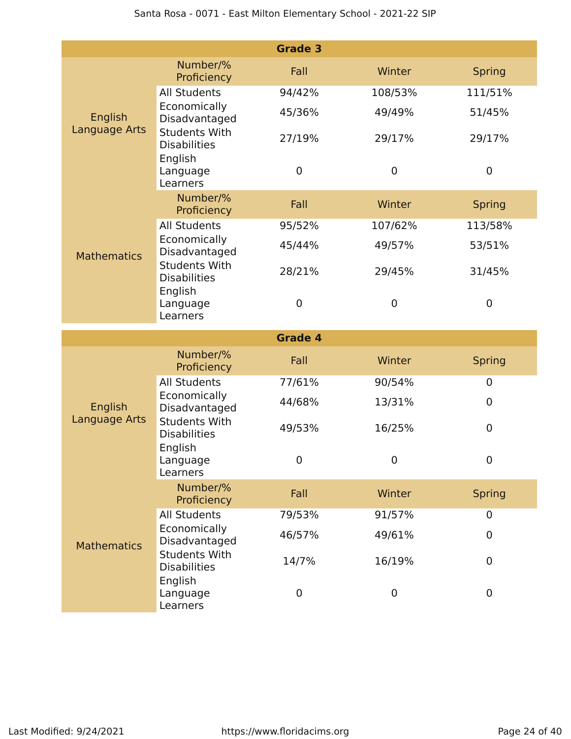| Grade 3 | | | | |
|---|---|---|---|---|
| | Number/% Proficiency | Fall | Winter | Spring |
| English Language Arts | All Students | 94/42% | 108/53% | 111/51% |
| | Economically Disadvantaged | 45/36% | 49/49% | 51/45% |
| | Students With Disabilities | 27/19% | 29/17% | 29/17% |
| | English Language Learners | 0 | 0 | 0 |
| | Number/% Proficiency | Fall | Winter | Spring |
| Mathematics | All Students | 95/52% | 107/62% | 113/58% |
| | Economically Disadvantaged | 45/44% | 49/57% | 53/51% |
| | Students With Disabilities | 28/21% | 29/45% | 31/45% |
| | English Language Learners | 0 | 0 | 0 |

| Grade 4 | | | | |
|---|---|---|---|---|
| | Number/% Proficiency | Fall | Winter | Spring |
| English Language Arts | All Students | 77/61% | 90/54% | 0 |
| | Economically Disadvantaged | 44/68% | 13/31% | 0 |
| | Students With Disabilities | 49/53% | 16/25% | 0 |
| | English Language Learners | 0 | 0 | 0 |
| | Number/% Proficiency | Fall | Winter | Spring |
| Mathematics | All Students | 79/53% | 91/57% | 0 |
| | Economically Disadvantaged | 46/57% | 49/61% | 0 |
| | Students With Disabilities | 14/7% | 16/19% | 0 |
| | English Language Learners | 0 | 0 | 0 |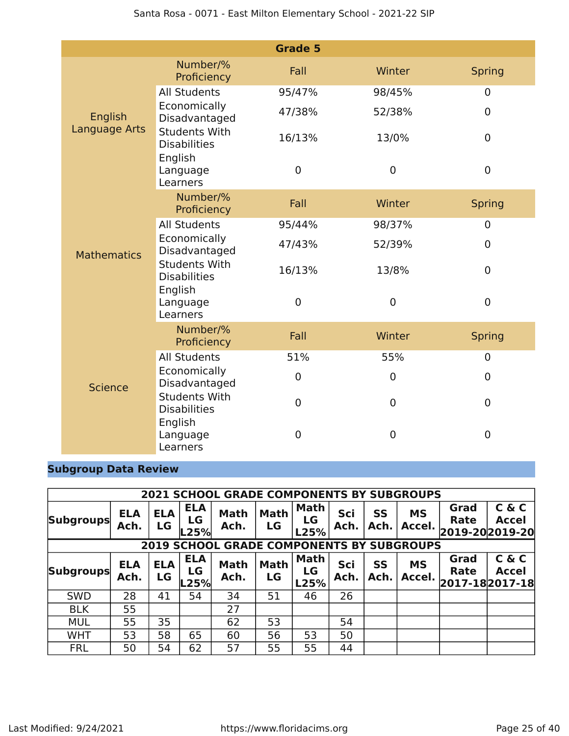| Grade 5 | | | | |
|---|---|---|---|---|
| | Number/% Proficiency | Fall | Winter | Spring |
| English Language Arts | All Students | 95/47% | 98/45% | 0 |
| | Economically Disadvantaged | 47/38% | 52/38% | 0 |
| | Students With Disabilities | 16/13% | 13/0% | 0 |
| | English Language Learners | 0 | 0 | 0 |
| | Number/% Proficiency | Fall | Winter | Spring |
| Mathematics | All Students | 95/44% | 98/37% | 0 |
| | Economically Disadvantaged | 47/43% | 52/39% | 0 |
| | Students With Disabilities | 16/13% | 13/8% | 0 |
| | English Language Learners | 0 | 0 | 0 |
| | Number/% Proficiency | Fall | Winter | Spring |
| Science | All Students | 51% | 55% | 0 |
| | Economically Disadvantaged | 0 | 0 | 0 |
| | Students With Disabilities | 0 | 0 | 0 |
| | English Language Learners | 0 | 0 | 0 |

## Subgroup Data Review

| 2021 SCHOOL GRADE COMPONENTS BY SUBGROUPS | | | | | | | | | | | |
|---|---|---|---|---|---|---|---|---|---|---|---|
| Subgroups | ELA Ach. | ELA LG | ELA LG L25% | Math Ach. | Math LG | Math LG L25% | Sci Ach. | SS Ach. | MS Accel. | Grad Rate 2019-20 | C & C Accel 2019-20 |
| **2019 SCHOOL GRADE COMPONENTS BY SUBGROUPS** | | | | | | | | | | | |
| Subgroups | ELA Ach. | ELA LG | ELA LG L25% | Math Ach. | Math LG | Math LG L25% | Sci Ach. | SS Ach. | MS Accel. | Grad Rate 2017-18 | C & C Accel 2017-18 |
| SWD | 28 | 41 | 54 | 34 | 51 | 46 | 26 | | | | |
| BLK | 55 | | | 27 | | | | | | | |
| MUL | 55 | 35 | | 62 | 53 | | 54 | | | | |
| WHT | 53 | 58 | 65 | 60 | 56 | 53 | 50 | | | | |
| FRL | 50 | 54 | 62 | 57 | 55 | 55 | 44 | | | | |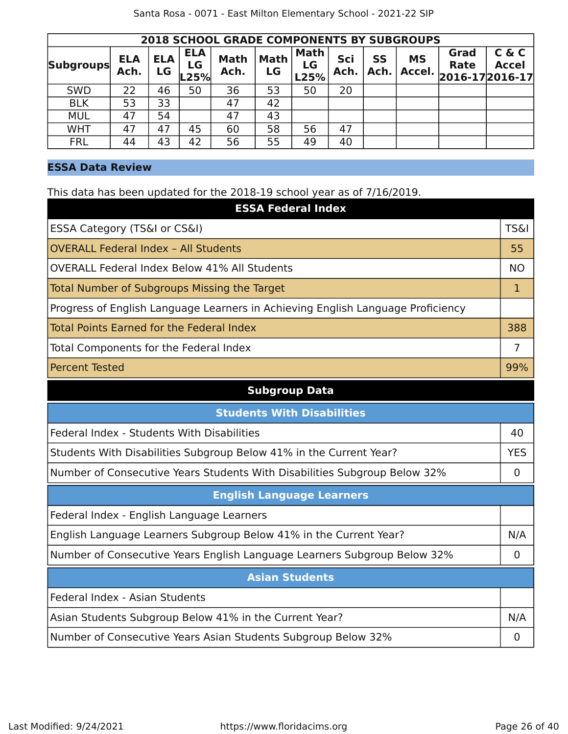| 2018 SCHOOL GRADE COMPONENTS BY SUBGROUPS | | | | | | | | | | | |
|---|---|---|---|---|---|---|---|---|---|---|---|
| Subgroups | ELA Ach. | ELA LG | ELA LG L25% | Math Ach. | Math LG | Math LG L25% | Sci Ach. | SS Ach. | MS Accel. | Grad Rate 2016-17 | C & C Accel 2016-17 |
| SWD | 22 | 46 | 50 | 36 | 53 | 50 | 20 | | | | |
| BLK | 53 | 33 | | 47 | 42 | | | | | | |
| MUL | 47 | 54 | | 47 | 43 | | | | | | |
| WHT | 47 | 47 | 45 | 60 | 58 | 56 | 47 | | | | |
| FRL | 44 | 43 | 42 | 56 | 55 | 49 | 40 | | | | |

## ESSA Data Review

This data has been updated for the 2018-19 school year as of 7/16/2019.

| ESSA Federal Index | |
|---|---|
| ESSA Category (TS&I or CS&I) | TS&I |
| OVERALL Federal Index – All Students | 55 |
| OVERALL Federal Index Below 41% All Students | NO |
| Total Number of Subgroups Missing the Target | 1 |
| Progress of English Language Learners in Achieving English Language Proficiency | |
| Total Points Earned for the Federal Index | 388 |
| Total Components for the Federal Index | 7 |
| Percent Tested | 99% |

### Subgroup Data

| Students With Disabilities | |
|---|---|
| Federal Index - Students With Disabilities | 40 |
| Students With Disabilities Subgroup Below 41% in the Current Year? | YES |
| Number of Consecutive Years Students With Disabilities Subgroup Below 32% | 0 |

| English Language Learners | |
|---|---|
| Federal Index - English Language Learners | |
| English Language Learners Subgroup Below 41% in the Current Year? | N/A |
| Number of Consecutive Years English Language Learners Subgroup Below 32% | 0 |

| Asian Students | |
|---|---|
| Federal Index - Asian Students | |
| Asian Students Subgroup Below 41% in the Current Year? | N/A |
| Number of Consecutive Years Asian Students Subgroup Below 32% | 0 |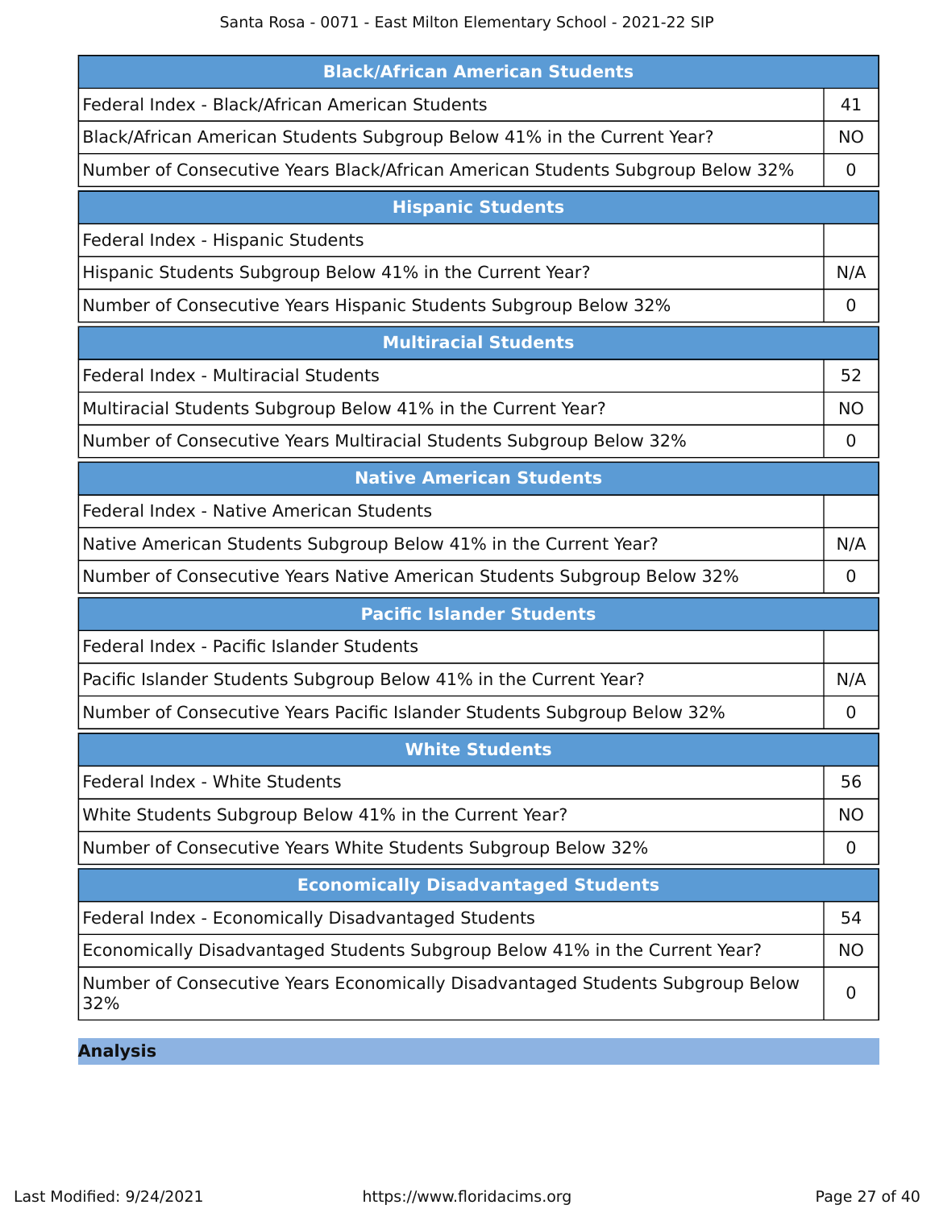| Black/African American Students | |
|---|---|
| Federal Index - Black/African American Students | 41 |
| Black/African American Students Subgroup Below 41% in the Current Year? | NO |
| Number of Consecutive Years Black/African American Students Subgroup Below 32% | 0 |

| Hispanic Students | |
|---|---|
| Federal Index - Hispanic Students | |
| Hispanic Students Subgroup Below 41% in the Current Year? | N/A |
| Number of Consecutive Years Hispanic Students Subgroup Below 32% | 0 |

| Multiracial Students | |
|---|---|
| Federal Index - Multiracial Students | 52 |
| Multiracial Students Subgroup Below 41% in the Current Year? | NO |
| Number of Consecutive Years Multiracial Students Subgroup Below 32% | 0 |

| Native American Students | |
|---|---|
| Federal Index - Native American Students | |
| Native American Students Subgroup Below 41% in the Current Year? | N/A |
| Number of Consecutive Years Native American Students Subgroup Below 32% | 0 |

| Pacific Islander Students | |
|---|---|
| Federal Index - Pacific Islander Students | |
| Pacific Islander Students Subgroup Below 41% in the Current Year? | N/A |
| Number of Consecutive Years Pacific Islander Students Subgroup Below 32% | 0 |

| White Students | |
|---|---|
| Federal Index - White Students | 56 |
| White Students Subgroup Below 41% in the Current Year? | NO |
| Number of Consecutive Years White Students Subgroup Below 32% | 0 |

| Economically Disadvantaged Students | |
|---|---|
| Federal Index - Economically Disadvantaged Students | 54 |
| Economically Disadvantaged Students Subgroup Below 41% in the Current Year? | NO |
| Number of Consecutive Years Economically Disadvantaged Students Subgroup Below 32% | 0 |

## Analysis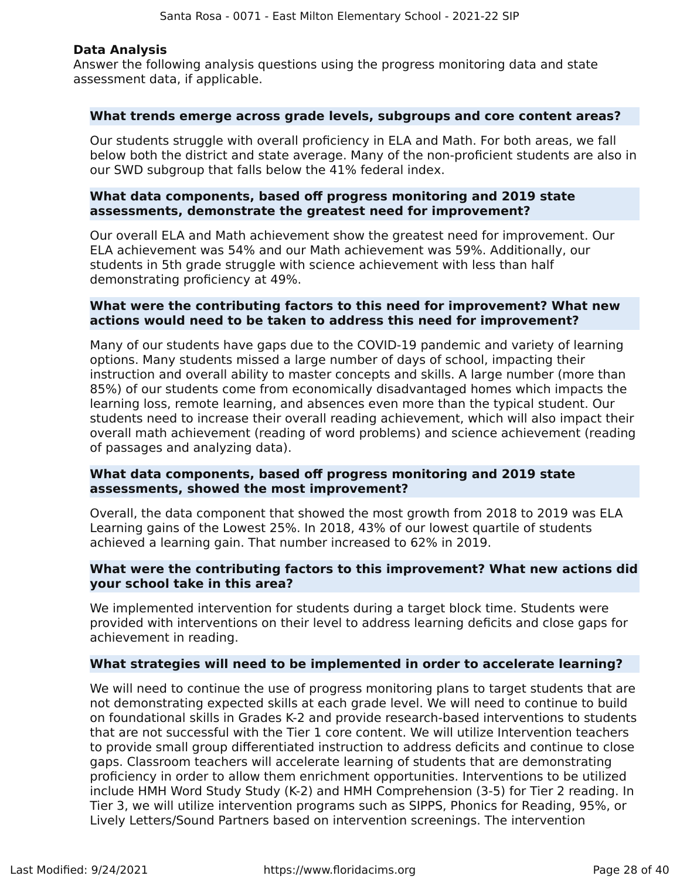## Data Analysis

Answer the following analysis questions using the progress monitoring data and state assessment data, if applicable.

**What trends emerge across grade levels, subgroups and core content areas?**

Our students struggle with overall proficiency in ELA and Math. For both areas, we fall below both the district and state average. Many of the non-proficient students are also in our SWD subgroup that falls below the 41% federal index.

**What data components, based off progress monitoring and 2019 state assessments, demonstrate the greatest need for improvement?**

Our overall ELA and Math achievement show the greatest need for improvement. Our ELA achievement was 54% and our Math achievement was 59%. Additionally, our students in 5th grade struggle with science achievement with less than half demonstrating proficiency at 49%.

**What were the contributing factors to this need for improvement? What new actions would need to be taken to address this need for improvement?**

Many of our students have gaps due to the COVID-19 pandemic and variety of learning options. Many students missed a large number of days of school, impacting their instruction and overall ability to master concepts and skills. A large number (more than 85%) of our students come from economically disadvantaged homes which impacts the learning loss, remote learning, and absences even more than the typical student. Our students need to increase their overall reading achievement, which will also impact their overall math achievement (reading of word problems) and science achievement (reading of passages and analyzing data).

**What data components, based off progress monitoring and 2019 state assessments, showed the most improvement?**

Overall, the data component that showed the most growth from 2018 to 2019 was ELA Learning gains of the Lowest 25%. In 2018, 43% of our lowest quartile of students achieved a learning gain. That number increased to 62% in 2019.

**What were the contributing factors to this improvement? What new actions did your school take in this area?**

We implemented intervention for students during a target block time. Students were provided with interventions on their level to address learning deficits and close gaps for achievement in reading.

**What strategies will need to be implemented in order to accelerate learning?**

We will need to continue the use of progress monitoring plans to target students that are not demonstrating expected skills at each grade level. We will need to continue to build on foundational skills in Grades K-2 and provide research-based interventions to students that are not successful with the Tier 1 core content. We will utilize Intervention teachers to provide small group differentiated instruction to address deficits and continue to close gaps. Classroom teachers will accelerate learning of students that are demonstrating proficiency in order to allow them enrichment opportunities. Interventions to be utilized include HMH Word Study Study (K-2) and HMH Comprehension (3-5) for Tier 2 reading. In Tier 3, we will utilize intervention programs such as SIPPS, Phonics for Reading, 95%, or Lively Letters/Sound Partners based on intervention screenings. The intervention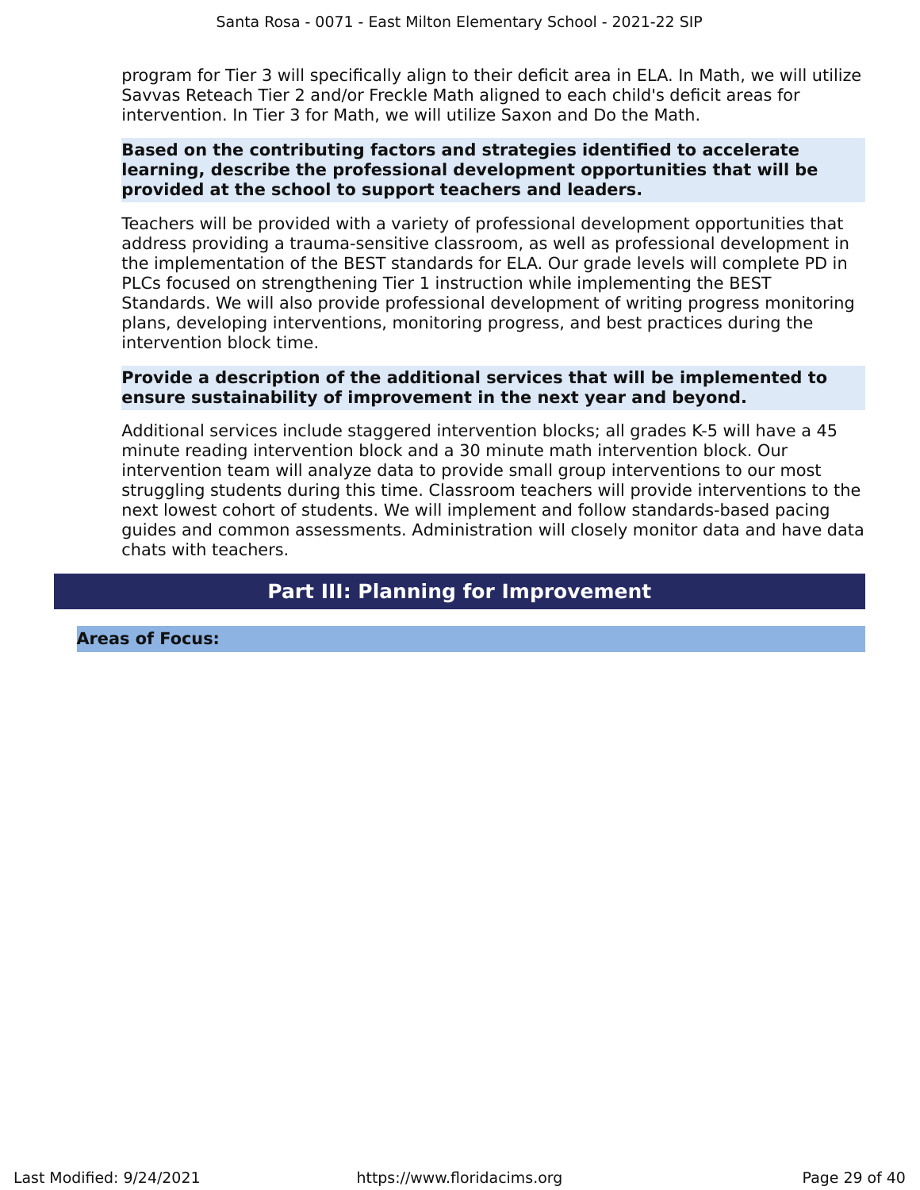program for Tier 3 will specifically align to their deficit area in ELA. In Math, we will utilize Savvas Reteach Tier 2 and/or Freckle Math aligned to each child's deficit areas for intervention. In Tier 3 for Math, we will utilize Saxon and Do the Math.

**Based on the contributing factors and strategies identified to accelerate learning, describe the professional development opportunities that will be provided at the school to support teachers and leaders.**

Teachers will be provided with a variety of professional development opportunities that address providing a trauma-sensitive classroom, as well as professional development in the implementation of the BEST standards for ELA. Our grade levels will complete PD in PLCs focused on strengthening Tier 1 instruction while implementing the BEST Standards. We will also provide professional development of writing progress monitoring plans, developing interventions, monitoring progress, and best practices during the intervention block time.

**Provide a description of the additional services that will be implemented to ensure sustainability of improvement in the next year and beyond.**

Additional services include staggered intervention blocks; all grades K-5 will have a 45 minute reading intervention block and a 30 minute math intervention block. Our intervention team will analyze data to provide small group interventions to our most struggling students during this time. Classroom teachers will provide interventions to the next lowest cohort of students. We will implement and follow standards-based pacing guides and common assessments. Administration will closely monitor data and have data chats with teachers.

# Part III: Planning for Improvement

## Areas of Focus: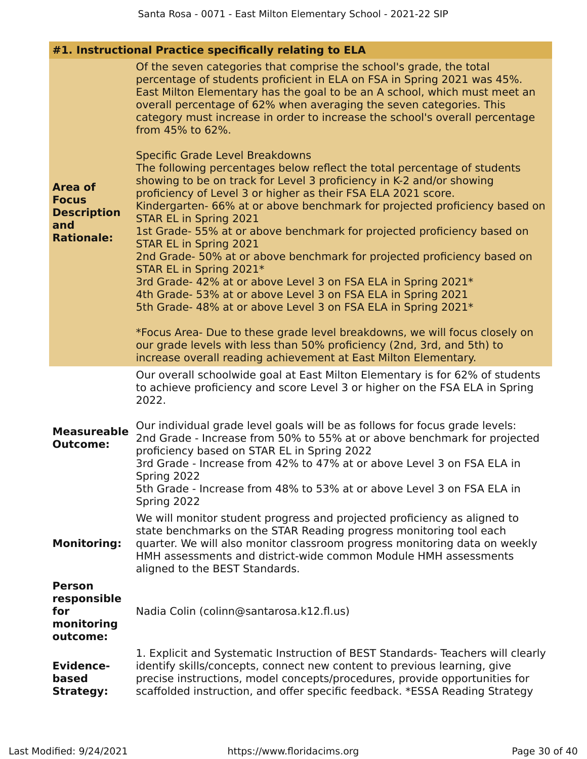## #1. Instructional Practice specifically relating to ELA

**Area of Focus Description and Rationale:**

Of the seven categories that comprise the school's grade, the total percentage of students proficient in ELA on FSA in Spring 2021 was 45%. East Milton Elementary has the goal to be an A school, which must meet an overall percentage of 62% when averaging the seven categories. This category must increase in order to increase the school's overall percentage from 45% to 62%.

Specific Grade Level Breakdowns
The following percentages below reflect the total percentage of students showing to be on track for Level 3 proficiency in K-2 and/or showing proficiency of Level 3 or higher as their FSA ELA 2021 score.
Kindergarten- 66% at or above benchmark for projected proficiency based on STAR EL in Spring 2021
1st Grade- 55% at or above benchmark for projected proficiency based on STAR EL in Spring 2021
2nd Grade- 50% at or above benchmark for projected proficiency based on STAR EL in Spring 2021*
3rd Grade- 42% at or above Level 3 on FSA ELA in Spring 2021*
4th Grade- 53% at or above Level 3 on FSA ELA in Spring 2021
5th Grade- 48% at or above Level 3 on FSA ELA in Spring 2021*

*Focus Area- Due to these grade level breakdowns, we will focus closely on our grade levels with less than 50% proficiency (2nd, 3rd, and 5th) to increase overall reading achievement at East Milton Elementary.

**Measureable Outcome:**

Our overall schoolwide goal at East Milton Elementary is for 62% of students to achieve proficiency and score Level 3 or higher on the FSA ELA in Spring 2022.

Our individual grade level goals will be as follows for focus grade levels:
2nd Grade - Increase from 50% to 55% at or above benchmark for projected proficiency based on STAR EL in Spring 2022
3rd Grade - Increase from 42% to 47% at or above Level 3 on FSA ELA in Spring 2022
5th Grade - Increase from 48% to 53% at or above Level 3 on FSA ELA in Spring 2022

**Monitoring:**

We will monitor student progress and projected proficiency as aligned to state benchmarks on the STAR Reading progress monitoring tool each quarter. We will also monitor classroom progress monitoring data on weekly HMH assessments and district-wide common Module HMH assessments aligned to the BEST Standards.

**Person responsible for monitoring outcome:**

Nadia Colin (colinn@santarosa.k12.fl.us)

**Evidence-based Strategy:**

1. Explicit and Systematic Instruction of BEST Standards- Teachers will clearly identify skills/concepts, connect new content to previous learning, give precise instructions, model concepts/procedures, provide opportunities for scaffolded instruction, and offer specific feedback. *ESSA Reading Strategy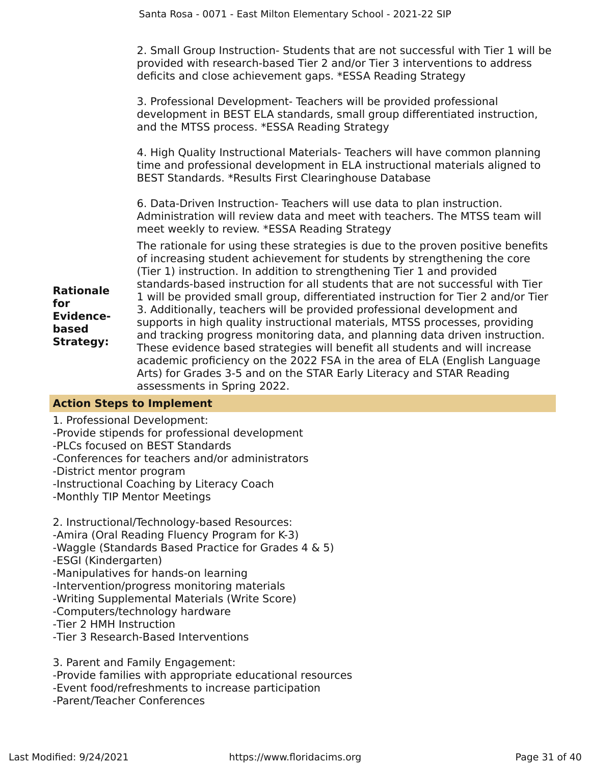2. Small Group Instruction- Students that are not successful with Tier 1 will be provided with research-based Tier 2 and/or Tier 3 interventions to address deficits and close achievement gaps. *ESSA Reading Strategy

3. Professional Development- Teachers will be provided professional development in BEST ELA standards, small group differentiated instruction, and the MTSS process. *ESSA Reading Strategy

4. High Quality Instructional Materials- Teachers will have common planning time and professional development in ELA instructional materials aligned to BEST Standards. *Results First Clearinghouse Database

6. Data-Driven Instruction- Teachers will use data to plan instruction. Administration will review data and meet with teachers. The MTSS team will meet weekly to review. *ESSA Reading Strategy

**Rationale for Evidence-based Strategy:**

The rationale for using these strategies is due to the proven positive benefits of increasing student achievement for students by strengthening the core (Tier 1) instruction. In addition to strengthening Tier 1 and provided standards-based instruction for all students that are not successful with Tier 1 will be provided small group, differentiated instruction for Tier 2 and/or Tier 3. Additionally, teachers will be provided professional development and supports in high quality instructional materials, MTSS processes, providing and tracking progress monitoring data, and planning data driven instruction. These evidence based strategies will benefit all students and will increase academic proficiency on the 2022 FSA in the area of ELA (English Language Arts) for Grades 3-5 and on the STAR Early Literacy and STAR Reading assessments in Spring 2022.

**Action Steps to Implement**

1. Professional Development:
-Provide stipends for professional development
-PLCs focused on BEST Standards
-Conferences for teachers and/or administrators
-District mentor program
-Instructional Coaching by Literacy Coach
-Monthly TIP Mentor Meetings

2. Instructional/Technology-based Resources:
-Amira (Oral Reading Fluency Program for K-3)
-Waggle (Standards Based Practice for Grades 4 & 5)
-ESGI (Kindergarten)
-Manipulatives for hands-on learning
-Intervention/progress monitoring materials
-Writing Supplemental Materials (Write Score)
-Computers/technology hardware
-Tier 2 HMH Instruction
-Tier 3 Research-Based Interventions

3. Parent and Family Engagement:
-Provide families with appropriate educational resources
-Event food/refreshments to increase participation
-Parent/Teacher Conferences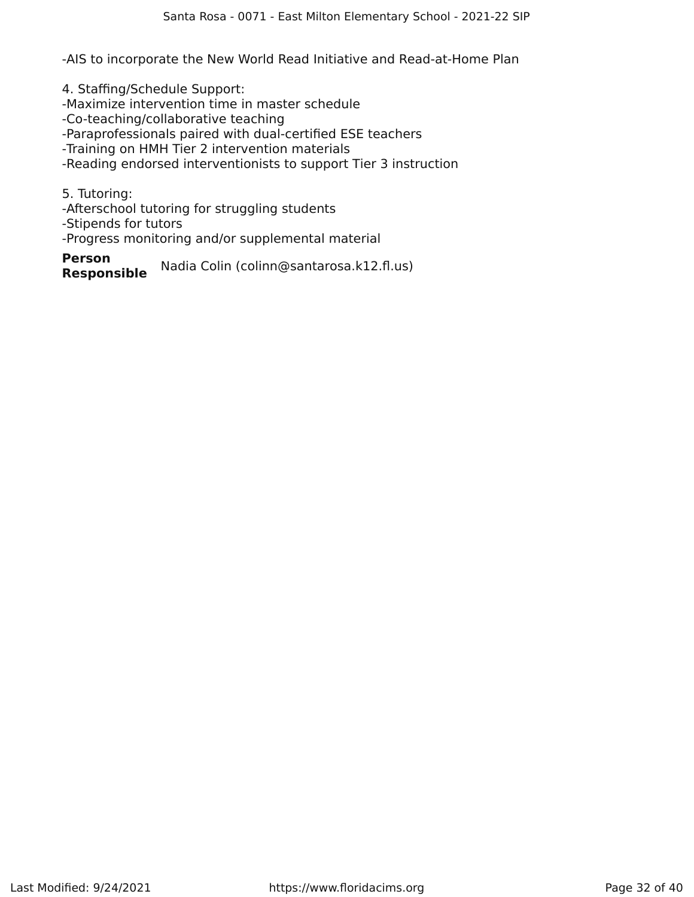-AIS to incorporate the New World Read Initiative and Read-at-Home Plan

4. Staffing/Schedule Support:
-Maximize intervention time in master schedule
-Co-teaching/collaborative teaching
-Paraprofessionals paired with dual-certified ESE teachers
-Training on HMH Tier 2 intervention materials
-Reading endorsed interventionists to support Tier 3 instruction

5. Tutoring:
-Afterschool tutoring for struggling students
-Stipends for tutors
-Progress monitoring and/or supplemental material

**Person Responsible** Nadia Colin (colinn@santarosa.k12.fl.us)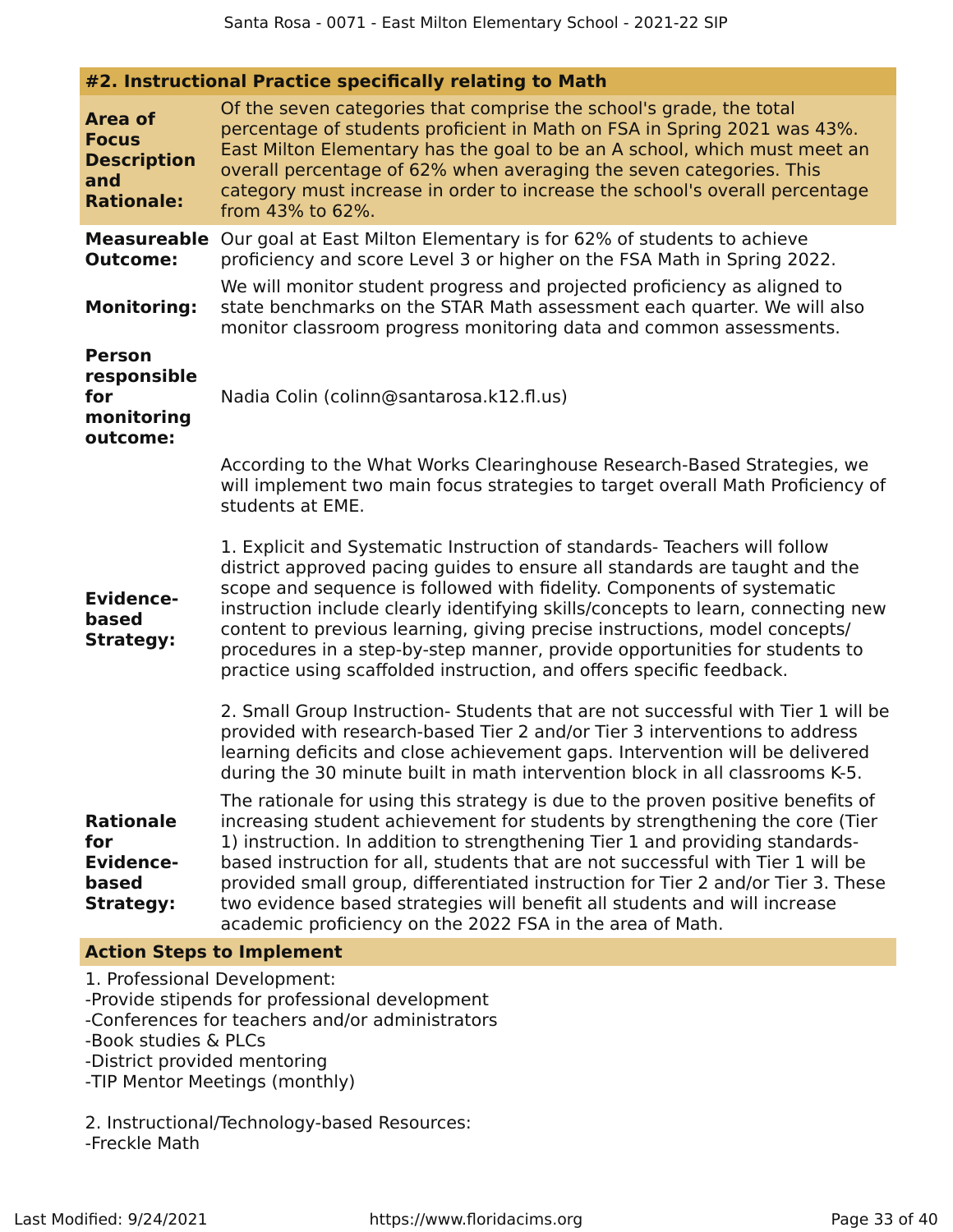## #2. Instructional Practice specifically relating to Math

**Area of Focus Description and Rationale:** Of the seven categories that comprise the school's grade, the total percentage of students proficient in Math on FSA in Spring 2021 was 43%. East Milton Elementary has the goal to be an A school, which must meet an overall percentage of 62% when averaging the seven categories. This category must increase in order to increase the school's overall percentage from 43% to 62%.

**Measureable Outcome:** Our goal at East Milton Elementary is for 62% of students to achieve proficiency and score Level 3 or higher on the FSA Math in Spring 2022.

**Monitoring:** We will monitor student progress and projected proficiency as aligned to state benchmarks on the STAR Math assessment each quarter. We will also monitor classroom progress monitoring data and common assessments.

**Person responsible for monitoring outcome:** Nadia Colin (colinn@santarosa.k12.fl.us)

**Evidence-based Strategy:** According to the What Works Clearinghouse Research-Based Strategies, we will implement two main focus strategies to target overall Math Proficiency of students at EME.

1. Explicit and Systematic Instruction of standards- Teachers will follow district approved pacing guides to ensure all standards are taught and the scope and sequence is followed with fidelity. Components of systematic instruction include clearly identifying skills/concepts to learn, connecting new content to previous learning, giving precise instructions, model concepts/procedures in a step-by-step manner, provide opportunities for students to practice using scaffolded instruction, and offers specific feedback.

2. Small Group Instruction- Students that are not successful with Tier 1 will be provided with research-based Tier 2 and/or Tier 3 interventions to address learning deficits and close achievement gaps. Intervention will be delivered during the 30 minute built in math intervention block in all classrooms K-5.

**Rationale for Evidence-based Strategy:** The rationale for using this strategy is due to the proven positive benefits of increasing student achievement for students by strengthening the core (Tier 1) instruction. In addition to strengthening Tier 1 and providing standards-based instruction for all, students that are not successful with Tier 1 will be provided small group, differentiated instruction for Tier 2 and/or Tier 3. These two evidence based strategies will benefit all students and will increase academic proficiency on the 2022 FSA in the area of Math.

### Action Steps to Implement

1. Professional Development:
-Provide stipends for professional development
-Conferences for teachers and/or administrators
-Book studies & PLCs
-District provided mentoring
-TIP Mentor Meetings (monthly)

2. Instructional/Technology-based Resources:
-Freckle Math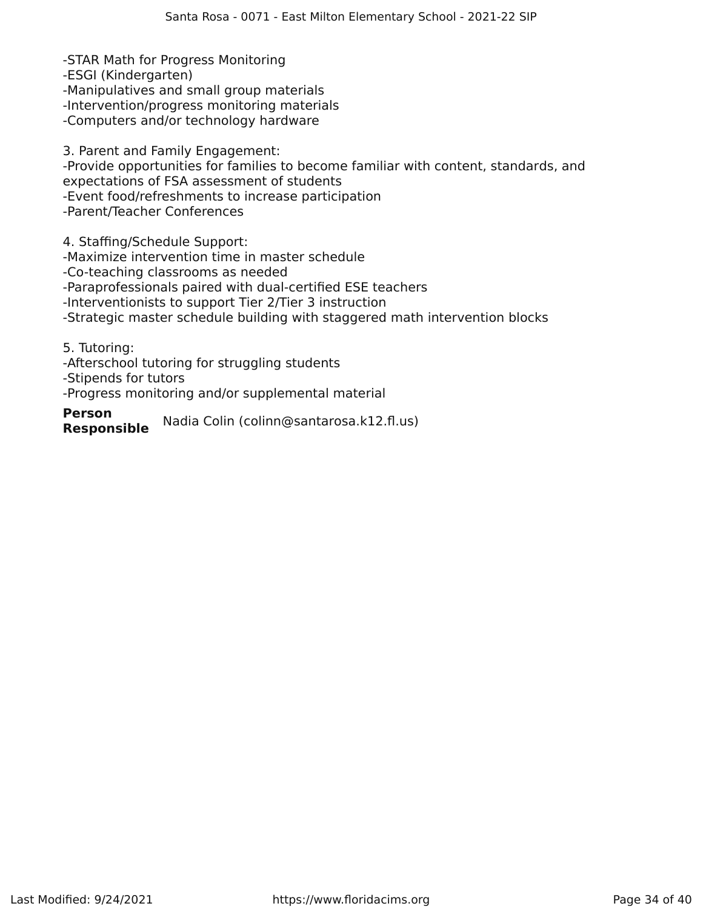-STAR Math for Progress Monitoring
-ESGI (Kindergarten)
-Manipulatives and small group materials
-Intervention/progress monitoring materials
-Computers and/or technology hardware

3. Parent and Family Engagement:
-Provide opportunities for families to become familiar with content, standards, and expectations of FSA assessment of students
-Event food/refreshments to increase participation
-Parent/Teacher Conferences

4. Staffing/Schedule Support:
-Maximize intervention time in master schedule
-Co-teaching classrooms as needed
-Paraprofessionals paired with dual-certified ESE teachers
-Interventionists to support Tier 2/Tier 3 instruction
-Strategic master schedule building with staggered math intervention blocks

5. Tutoring:
-Afterschool tutoring for struggling students
-Stipends for tutors
-Progress monitoring and/or supplemental material

**Person Responsible** Nadia Colin (colinn@santarosa.k12.fl.us)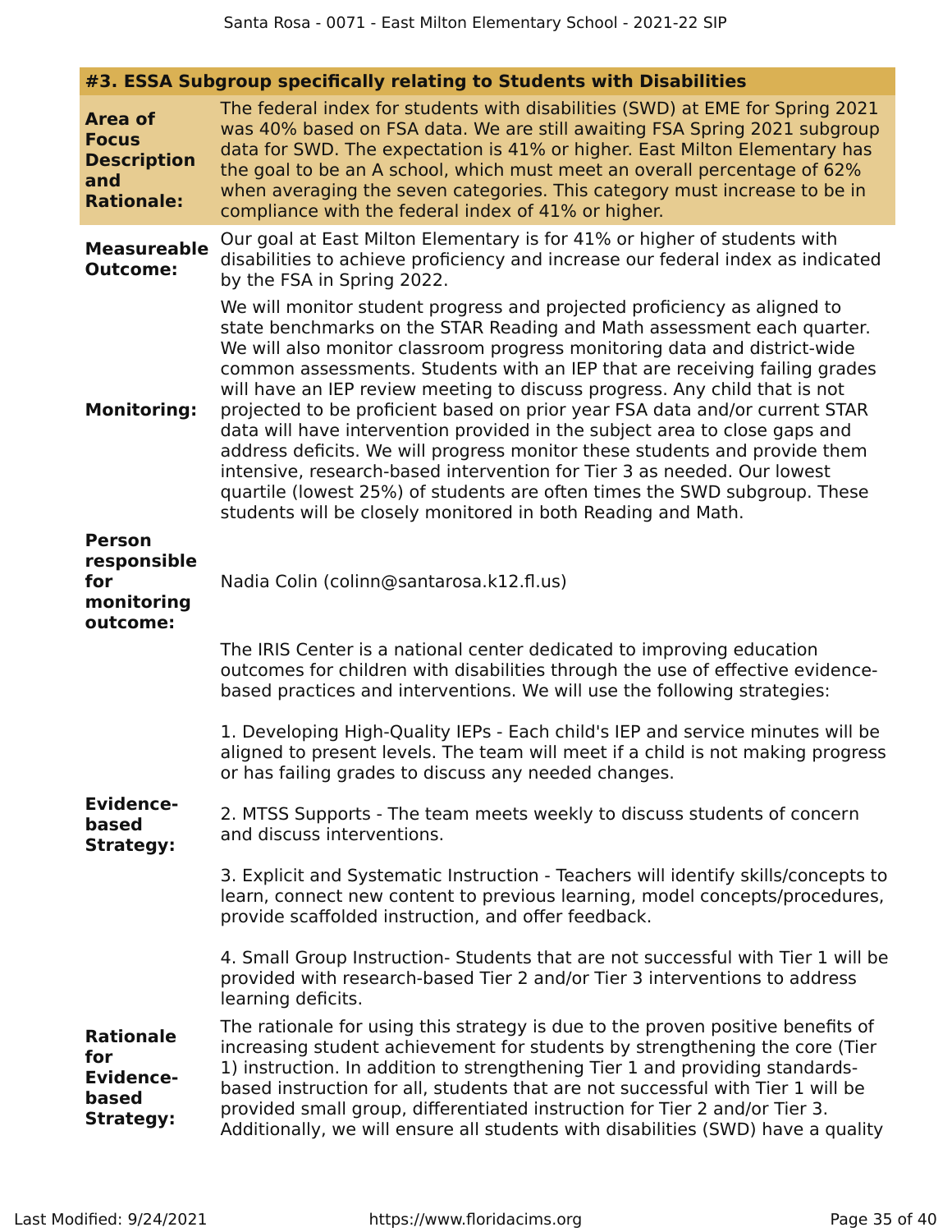## #3. ESSA Subgroup specifically relating to Students with Disabilities

**Area of Focus Description and Rationale:**

The federal index for students with disabilities (SWD) at EME for Spring 2021 was 40% based on FSA data. We are still awaiting FSA Spring 2021 subgroup data for SWD. The expectation is 41% or higher. East Milton Elementary has the goal to be an A school, which must meet an overall percentage of 62% when averaging the seven categories. This category must increase to be in compliance with the federal index of 41% or higher.

**Measureable Outcome:**

Our goal at East Milton Elementary is for 41% or higher of students with disabilities to achieve proficiency and increase our federal index as indicated by the FSA in Spring 2022.

**Monitoring:**

We will monitor student progress and projected proficiency as aligned to state benchmarks on the STAR Reading and Math assessment each quarter. We will also monitor classroom progress monitoring data and district-wide common assessments. Students with an IEP that are receiving failing grades will have an IEP review meeting to discuss progress. Any child that is not projected to be proficient based on prior year FSA data and/or current STAR data will have intervention provided in the subject area to close gaps and address deficits. We will progress monitor these students and provide them intensive, research-based intervention for Tier 3 as needed. Our lowest quartile (lowest 25%) of students are often times the SWD subgroup. These students will be closely monitored in both Reading and Math.

**Person responsible for monitoring outcome:**

Nadia Colin (colinn@santarosa.k12.fl.us)

**Evidence-based Strategy:**

The IRIS Center is a national center dedicated to improving education outcomes for children with disabilities through the use of effective evidence-based practices and interventions. We will use the following strategies:

1. Developing High-Quality IEPs - Each child's IEP and service minutes will be aligned to present levels. The team will meet if a child is not making progress or has failing grades to discuss any needed changes.

2. MTSS Supports - The team meets weekly to discuss students of concern and discuss interventions.

3. Explicit and Systematic Instruction - Teachers will identify skills/concepts to learn, connect new content to previous learning, model concepts/procedures, provide scaffolded instruction, and offer feedback.

4. Small Group Instruction- Students that are not successful with Tier 1 will be provided with research-based Tier 2 and/or Tier 3 interventions to address learning deficits.

**Rationale for Evidence-based Strategy:**

The rationale for using this strategy is due to the proven positive benefits of increasing student achievement for students by strengthening the core (Tier 1) instruction. In addition to strengthening Tier 1 and providing standards-based instruction for all, students that are not successful with Tier 1 will be provided small group, differentiated instruction for Tier 2 and/or Tier 3. Additionally, we will ensure all students with disabilities (SWD) have a quality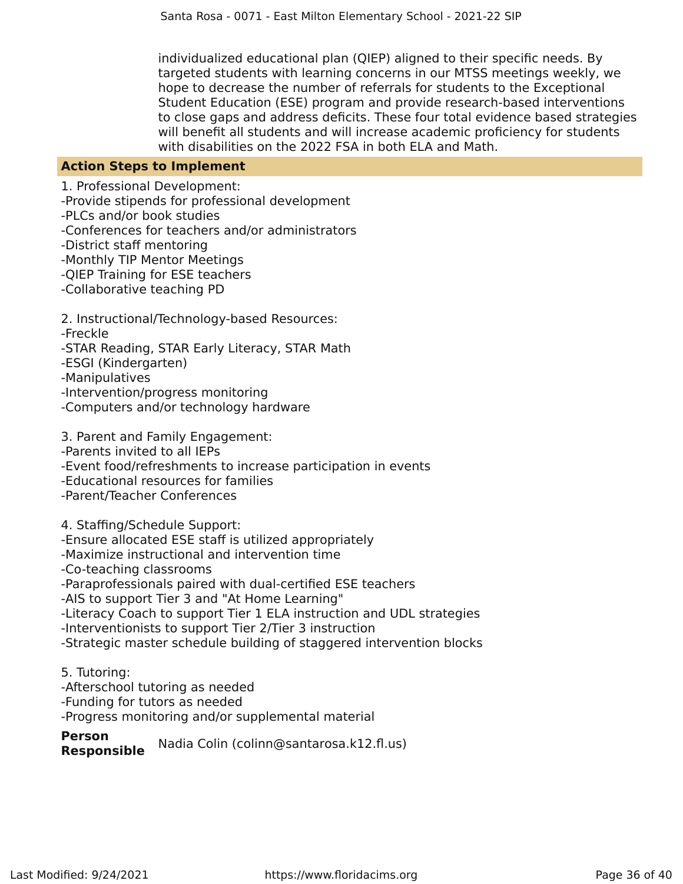individualized educational plan (QIEP) aligned to their specific needs. By targeted students with learning concerns in our MTSS meetings weekly, we hope to decrease the number of referrals for students to the Exceptional Student Education (ESE) program and provide research-based interventions to close gaps and address deficits. These four total evidence based strategies will benefit all students and will increase academic proficiency for students with disabilities on the 2022 FSA in both ELA and Math.

**Action Steps to Implement**

1. Professional Development:
-Provide stipends for professional development
-PLCs and/or book studies
-Conferences for teachers and/or administrators
-District staff mentoring
-Monthly TIP Mentor Meetings
-QIEP Training for ESE teachers
-Collaborative teaching PD

2. Instructional/Technology-based Resources:
-Freckle
-STAR Reading, STAR Early Literacy, STAR Math
-ESGI (Kindergarten)
-Manipulatives
-Intervention/progress monitoring
-Computers and/or technology hardware

3. Parent and Family Engagement:
-Parents invited to all IEPs
-Event food/refreshments to increase participation in events
-Educational resources for families
-Parent/Teacher Conferences

4. Staffing/Schedule Support:
-Ensure allocated ESE staff is utilized appropriately
-Maximize instructional and intervention time
-Co-teaching classrooms
-Paraprofessionals paired with dual-certified ESE teachers
-AIS to support Tier 3 and "At Home Learning"
-Literacy Coach to support Tier 1 ELA instruction and UDL strategies
-Interventionists to support Tier 2/Tier 3 instruction
-Strategic master schedule building of staggered intervention blocks

5. Tutoring:
-Afterschool tutoring as needed
-Funding for tutors as needed
-Progress monitoring and/or supplemental material

**Person Responsible** Nadia Colin (colinn@santarosa.k12.fl.us)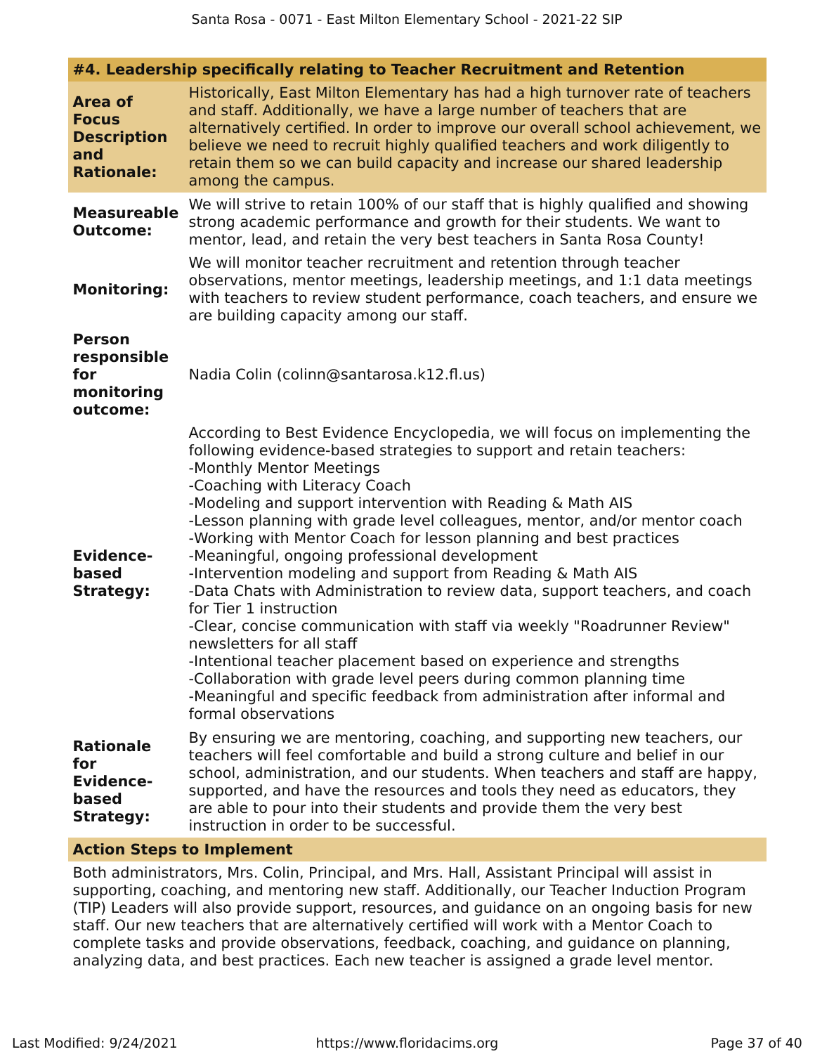#### #4. Leadership specifically relating to Teacher Recruitment and Retention

**Area of Focus Description and Rationale:**

Historically, East Milton Elementary has had a high turnover rate of teachers and staff. Additionally, we have a large number of teachers that are alternatively certified. In order to improve our overall school achievement, we believe we need to recruit highly qualified teachers and work diligently to retain them so we can build capacity and increase our shared leadership among the campus.

**Measureable Outcome:**

We will strive to retain 100% of our staff that is highly qualified and showing strong academic performance and growth for their students. We want to mentor, lead, and retain the very best teachers in Santa Rosa County!

**Monitoring:**

We will monitor teacher recruitment and retention through teacher observations, mentor meetings, leadership meetings, and 1:1 data meetings with teachers to review student performance, coach teachers, and ensure we are building capacity among our staff.

**Person responsible for monitoring outcome:**

Nadia Colin (colinn@santarosa.k12.fl.us)

**Evidence-based Strategy:**

According to Best Evidence Encyclopedia, we will focus on implementing the following evidence-based strategies to support and retain teachers:
-Monthly Mentor Meetings
-Coaching with Literacy Coach
-Modeling and support intervention with Reading & Math AIS
-Lesson planning with grade level colleagues, mentor, and/or mentor coach
-Working with Mentor Coach for lesson planning and best practices
-Meaningful, ongoing professional development
-Intervention modeling and support from Reading & Math AIS
-Data Chats with Administration to review data, support teachers, and coach for Tier 1 instruction
-Clear, concise communication with staff via weekly "Roadrunner Review" newsletters for all staff
-Intentional teacher placement based on experience and strengths
-Collaboration with grade level peers during common planning time
-Meaningful and specific feedback from administration after informal and formal observations

**Rationale for Evidence-based Strategy:**

By ensuring we are mentoring, coaching, and supporting new teachers, our teachers will feel comfortable and build a strong culture and belief in our school, administration, and our students. When teachers and staff are happy, supported, and have the resources and tools they need as educators, they are able to pour into their students and provide them the very best instruction in order to be successful.

**Action Steps to Implement**

Both administrators, Mrs. Colin, Principal, and Mrs. Hall, Assistant Principal will assist in supporting, coaching, and mentoring new staff. Additionally, our Teacher Induction Program (TIP) Leaders will also provide support, resources, and guidance on an ongoing basis for new staff. Our new teachers that are alternatively certified will work with a Mentor Coach to complete tasks and provide observations, feedback, coaching, and guidance on planning, analyzing data, and best practices. Each new teacher is assigned a grade level mentor.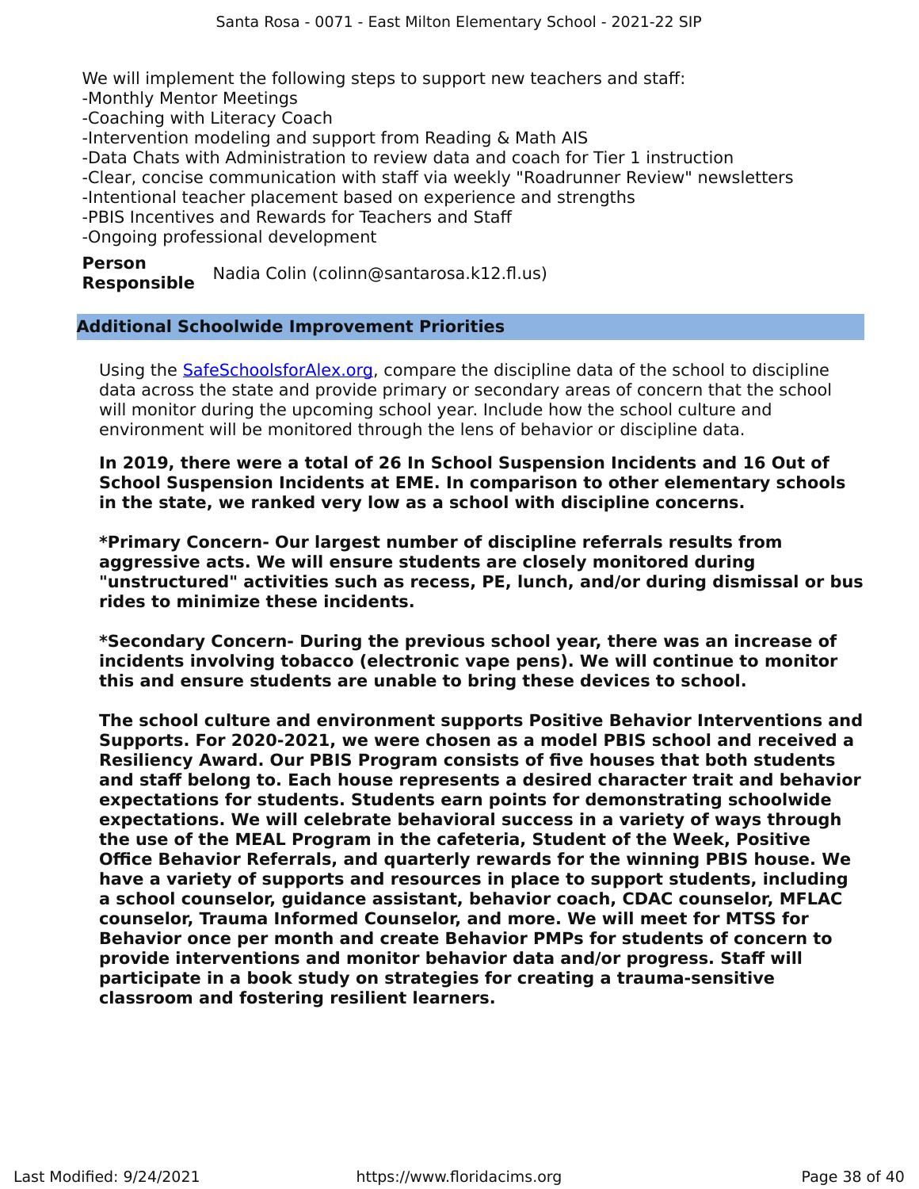We will implement the following steps to support new teachers and staff:
-Monthly Mentor Meetings
-Coaching with Literacy Coach
-Intervention modeling and support from Reading & Math AIS
-Data Chats with Administration to review data and coach for Tier 1 instruction
-Clear, concise communication with staff via weekly "Roadrunner Review" newsletters
-Intentional teacher placement based on experience and strengths
-PBIS Incentives and Rewards for Teachers and Staff
-Ongoing professional development

**Person Responsible** Nadia Colin (colinn@santarosa.k12.fl.us)

## Additional Schoolwide Improvement Priorities

Using the [SafeSchoolsforAlex.org](SafeSchoolsforAlex.org), compare the discipline data of the school to discipline data across the state and provide primary or secondary areas of concern that the school will monitor during the upcoming school year. Include how the school culture and environment will be monitored through the lens of behavior or discipline data.

**In 2019, there were a total of 26 In School Suspension Incidents and 16 Out of School Suspension Incidents at EME. In comparison to other elementary schools in the state, we ranked very low as a school with discipline concerns.**

***Primary Concern- Our largest number of discipline referrals results from aggressive acts. We will ensure students are closely monitored during "unstructured" activities such as recess, PE, lunch, and/or during dismissal or bus rides to minimize these incidents.**

***Secondary Concern- During the previous school year, there was an increase of incidents involving tobacco (electronic vape pens). We will continue to monitor this and ensure students are unable to bring these devices to school.**

**The school culture and environment supports Positive Behavior Interventions and Supports. For 2020-2021, we were chosen as a model PBIS school and received a Resiliency Award. Our PBIS Program consists of five houses that both students and staff belong to. Each house represents a desired character trait and behavior expectations for students. Students earn points for demonstrating schoolwide expectations. We will celebrate behavioral success in a variety of ways through the use of the MEAL Program in the cafeteria, Student of the Week, Positive Office Behavior Referrals, and quarterly rewards for the winning PBIS house. We have a variety of supports and resources in place to support students, including a school counselor, guidance assistant, behavior coach, CDAC counselor, MFLAC counselor, Trauma Informed Counselor, and more. We will meet for MTSS for Behavior once per month and create Behavior PMPs for students of concern to provide interventions and monitor behavior data and/or progress. Staff will participate in a book study on strategies for creating a trauma-sensitive classroom and fostering resilient learners.**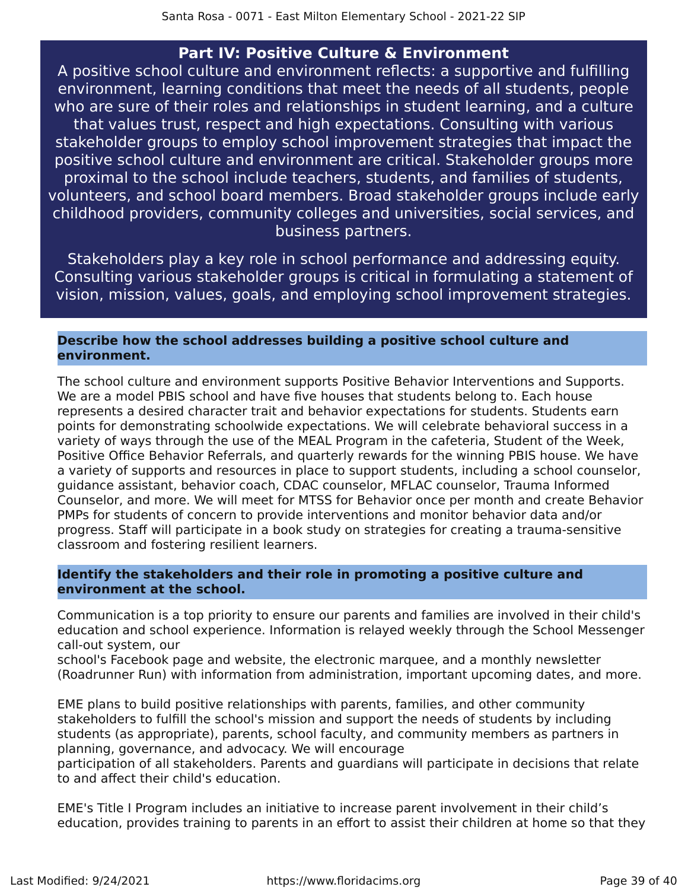## Part IV: Positive Culture & Environment

A positive school culture and environment reflects: a supportive and fulfilling environment, learning conditions that meet the needs of all students, people who are sure of their roles and relationships in student learning, and a culture that values trust, respect and high expectations. Consulting with various stakeholder groups to employ school improvement strategies that impact the positive school culture and environment are critical. Stakeholder groups more proximal to the school include teachers, students, and families of students, volunteers, and school board members. Broad stakeholder groups include early childhood providers, community colleges and universities, social services, and business partners.

Stakeholders play a key role in school performance and addressing equity. Consulting various stakeholder groups is critical in formulating a statement of vision, mission, values, goals, and employing school improvement strategies.

### Describe how the school addresses building a positive school culture and environment.

The school culture and environment supports Positive Behavior Interventions and Supports. We are a model PBIS school and have five houses that students belong to. Each house represents a desired character trait and behavior expectations for students. Students earn points for demonstrating schoolwide expectations. We will celebrate behavioral success in a variety of ways through the use of the MEAL Program in the cafeteria, Student of the Week, Positive Office Behavior Referrals, and quarterly rewards for the winning PBIS house. We have a variety of supports and resources in place to support students, including a school counselor, guidance assistant, behavior coach, CDAC counselor, MFLAC counselor, Trauma Informed Counselor, and more. We will meet for MTSS for Behavior once per month and create Behavior PMPs for students of concern to provide interventions and monitor behavior data and/or progress. Staff will participate in a book study on strategies for creating a trauma-sensitive classroom and fostering resilient learners.

### Identify the stakeholders and their role in promoting a positive culture and environment at the school.

Communication is a top priority to ensure our parents and families are involved in their child's education and school experience. Information is relayed weekly through the School Messenger call-out system, our
school's Facebook page and website, the electronic marquee, and a monthly newsletter (Roadrunner Run) with information from administration, important upcoming dates, and more.

EME plans to build positive relationships with parents, families, and other community stakeholders to fulfill the school's mission and support the needs of students by including students (as appropriate), parents, school faculty, and community members as partners in planning, governance, and advocacy. We will encourage
participation of all stakeholders. Parents and guardians will participate in decisions that relate to and affect their child's education.

EME's Title I Program includes an initiative to increase parent involvement in their child's education, provides training to parents in an effort to assist their children at home so that they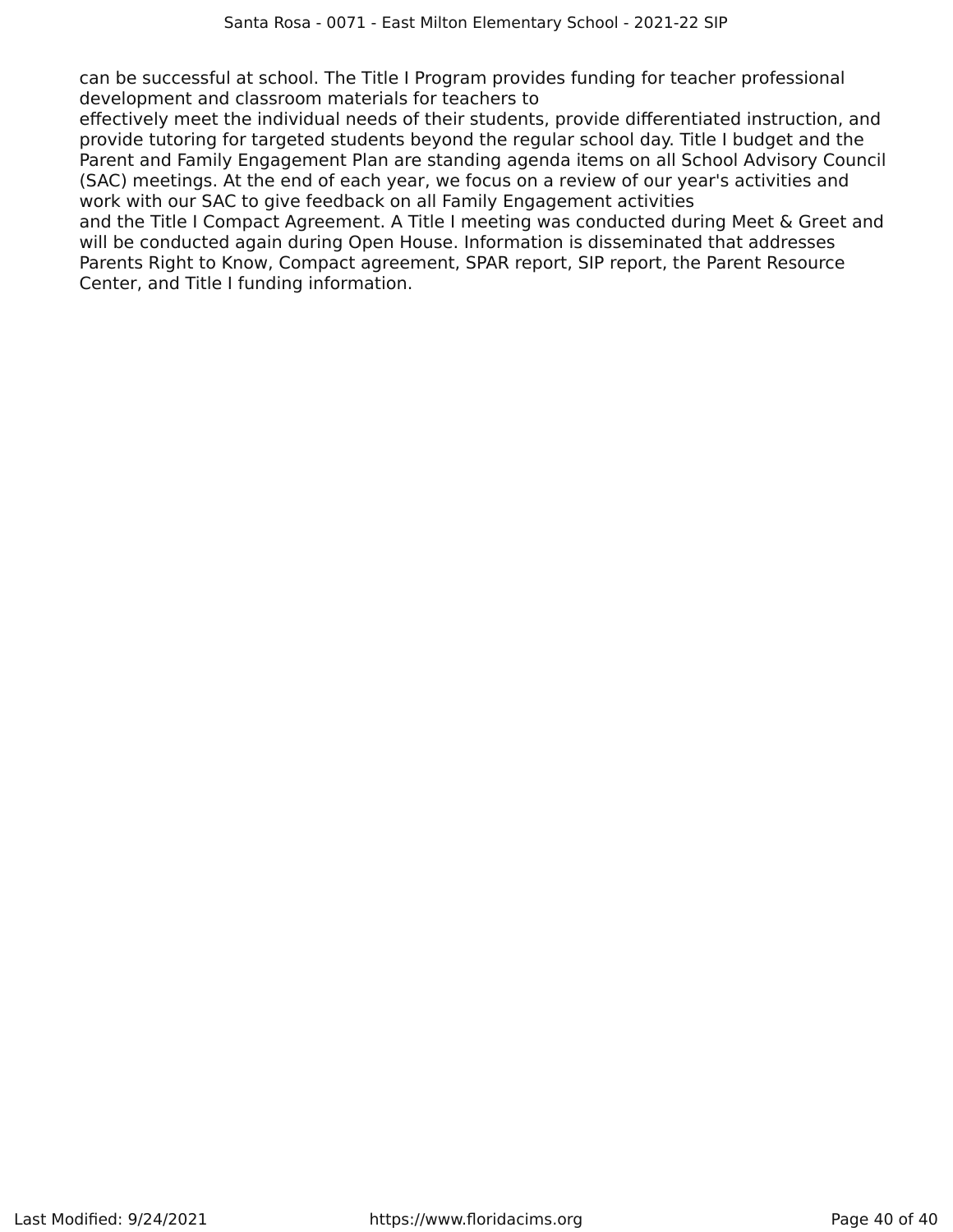can be successful at school. The Title I Program provides funding for teacher professional development and classroom materials for teachers to effectively meet the individual needs of their students, provide differentiated instruction, and provide tutoring for targeted students beyond the regular school day. Title I budget and the Parent and Family Engagement Plan are standing agenda items on all School Advisory Council (SAC) meetings. At the end of each year, we focus on a review of our year's activities and work with our SAC to give feedback on all Family Engagement activities and the Title I Compact Agreement. A Title I meeting was conducted during Meet & Greet and will be conducted again during Open House. Information is disseminated that addresses Parents Right to Know, Compact agreement, SPAR report, SIP report, the Parent Resource Center, and Title I funding information.